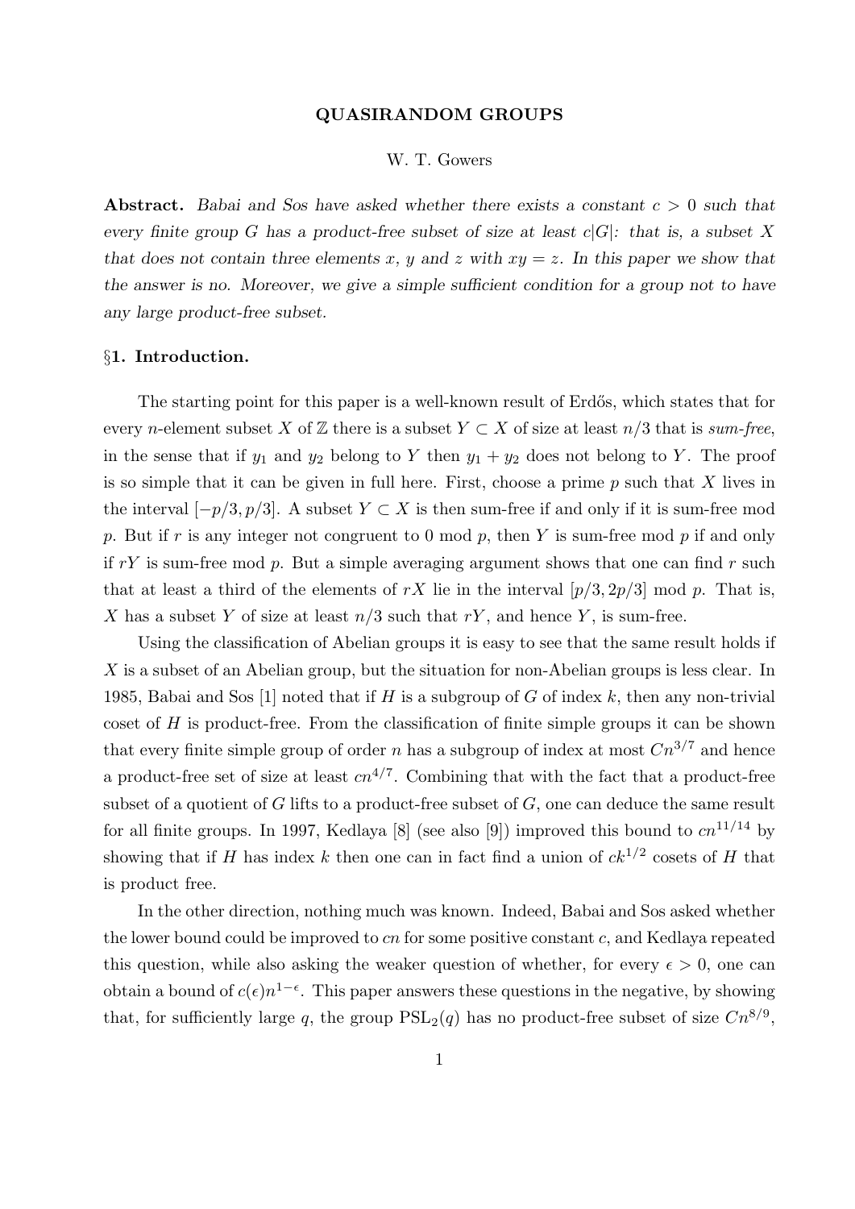# QUASIRANDOM GROUPS

W. T. Gowers

**Abstract.** *Babai and Sos have asked whether there exists a constant $c > 0$ such that every finite group $G$ has a product-free subset of size at least $c|G|$: that is, a subset $X$ that does not contain three elements $x$, $y$ and $z$ with $xy = z$. In this paper we show that the answer is no. Moreover, we give a simple sufficient condition for a group not to have any large product-free subset.*

## §1. Introduction.

The starting point for this paper is a well-known result of Erdős, which states that for every $n$-element subset $X$ of $\mathbb{Z}$ there is a subset $Y \subset X$ of size at least $n/3$ that is *sum-free*, in the sense that if $y_1$ and $y_2$ belong to $Y$ then $y_1 + y_2$ does not belong to $Y$. The proof is so simple that it can be given in full here. First, choose a prime $p$ such that $X$ lives in the interval $[-p/3, p/3]$. A subset $Y \subset X$ is then sum-free if and only if it is sum-free mod $p$. But if $r$ is any integer not congruent to 0 mod $p$, then $Y$ is sum-free mod $p$ if and only if $rY$ is sum-free mod $p$. But a simple averaging argument shows that one can find $r$ such that at least a third of the elements of $rX$ lie in the interval $[p/3, 2p/3]$ mod $p$. That is, $X$ has a subset $Y$ of size at least $n/3$ such that $rY$, and hence $Y$, is sum-free.

Using the classification of Abelian groups it is easy to see that the same result holds if $X$ is a subset of an Abelian group, but the situation for non-Abelian groups is less clear. In 1985, Babai and Sos [1] noted that if $H$ is a subgroup of $G$ of index $k$, then any non-trivial coset of $H$ is product-free. From the classification of finite simple groups it can be shown that every finite simple group of order $n$ has a subgroup of index at most $Cn^{3/7}$ and hence a product-free set of size at least $cn^{4/7}$. Combining that with the fact that a product-free subset of a quotient of $G$ lifts to a product-free subset of $G$, one can deduce the same result for all finite groups. In 1997, Kedlaya [8] (see also [9]) improved this bound to $cn^{11/14}$ by showing that if $H$ has index $k$ then one can in fact find a union of $ck^{1/2}$ cosets of $H$ that is product free.

In the other direction, nothing much was known. Indeed, Babai and Sos asked whether the lower bound could be improved to $cn$ for some positive constant $c$, and Kedlaya repeated this question, while also asking the weaker question of whether, for every $\epsilon > 0$, one can obtain a bound of $c(\epsilon)n^{1-\epsilon}$. This paper answers these questions in the negative, by showing that, for sufficiently large $q$, the group $\mathrm{PSL}_2(q)$ has no product-free subset of size $Cn^{8/9}$,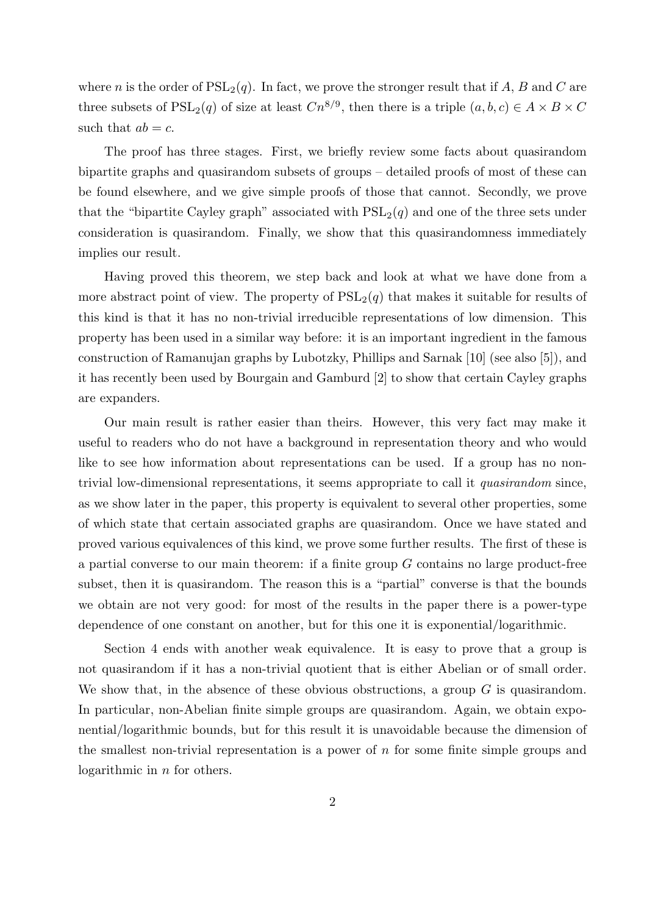where $n$ is the order of $\mathrm{PSL}_2(q)$. In fact, we prove the stronger result that if $A$, $B$ and $C$ are three subsets of $\mathrm{PSL}_2(q)$ of size at least $Cn^{8/9}$, then there is a triple $(a, b, c) \in A \times B \times C$ such that $ab = c$.

The proof has three stages. First, we briefly review some facts about quasirandom bipartite graphs and quasirandom subsets of groups – detailed proofs of most of these can be found elsewhere, and we give simple proofs of those that cannot. Secondly, we prove that the "bipartite Cayley graph" associated with $\mathrm{PSL}_2(q)$ and one of the three sets under consideration is quasirandom. Finally, we show that this quasirandomness immediately implies our result.

Having proved this theorem, we step back and look at what we have done from a more abstract point of view. The property of $\mathrm{PSL}_2(q)$ that makes it suitable for results of this kind is that it has no non-trivial irreducible representations of low dimension. This property has been used in a similar way before: it is an important ingredient in the famous construction of Ramanujan graphs by Lubotzky, Phillips and Sarnak [10] (see also [5]), and it has recently been used by Bourgain and Gamburd [2] to show that certain Cayley graphs are expanders.

Our main result is rather easier than theirs. However, this very fact may make it useful to readers who do not have a background in representation theory and who would like to see how information about representations can be used. If a group has no non-trivial low-dimensional representations, it seems appropriate to call it *quasirandom* since, as we show later in the paper, this property is equivalent to several other properties, some of which state that certain associated graphs are quasirandom. Once we have stated and proved various equivalences of this kind, we prove some further results. The first of these is a partial converse to our main theorem: if a finite group $G$ contains no large product-free subset, then it is quasirandom. The reason this is a "partial" converse is that the bounds we obtain are not very good: for most of the results in the paper there is a power-type dependence of one constant on another, but for this one it is exponential/logarithmic.

Section 4 ends with another weak equivalence. It is easy to prove that a group is not quasirandom if it has a non-trivial quotient that is either Abelian or of small order. We show that, in the absence of these obvious obstructions, a group $G$ is quasirandom. In particular, non-Abelian finite simple groups are quasirandom. Again, we obtain exponential/logarithmic bounds, but for this result it is unavoidable because the dimension of the smallest non-trivial representation is a power of $n$ for some finite simple groups and logarithmic in $n$ for others.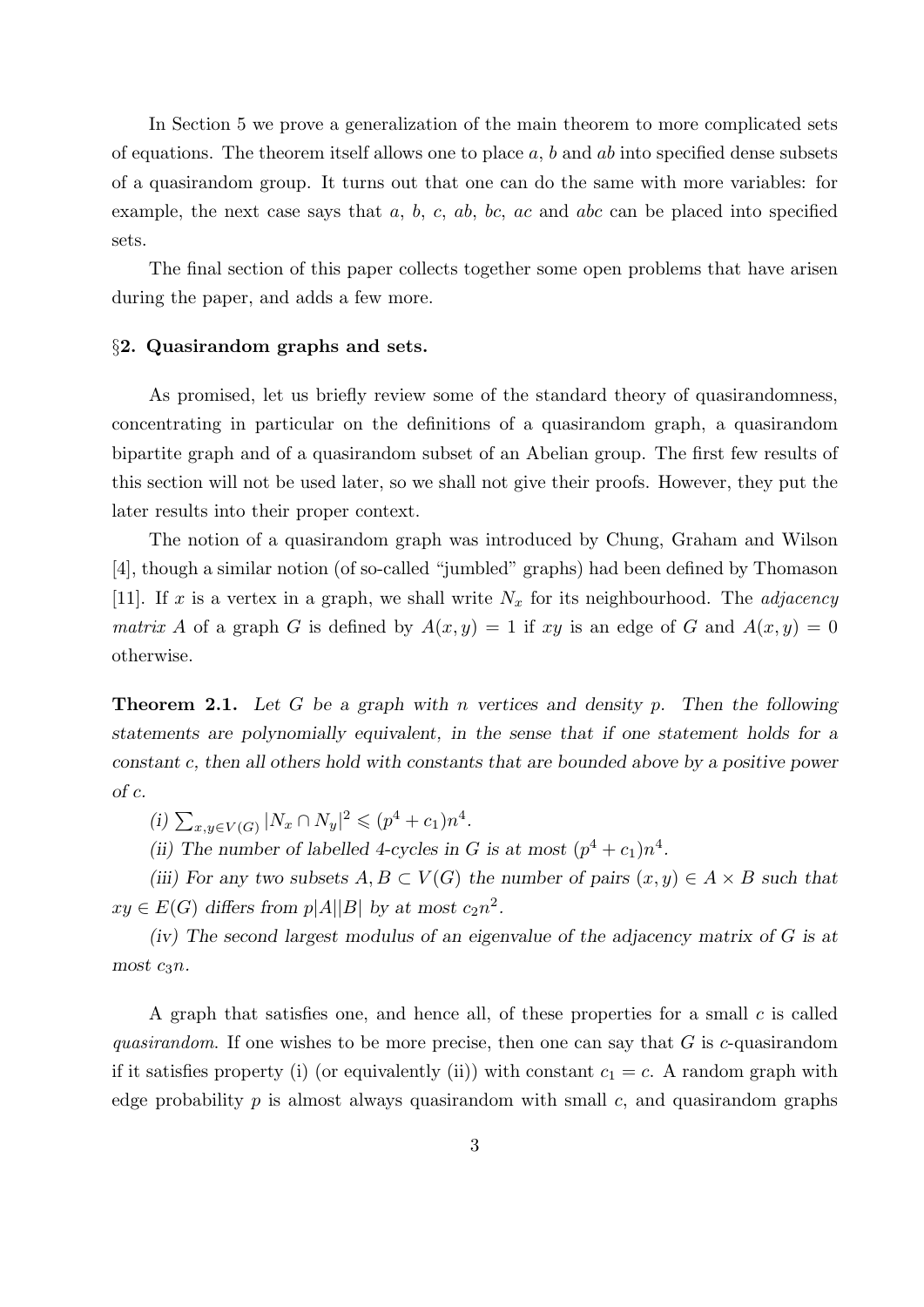In Section 5 we prove a generalization of the main theorem to more complicated sets of equations. The theorem itself allows one to place $a$, $b$ and $ab$ into specified dense subsets of a quasirandom group. It turns out that one can do the same with more variables: for example, the next case says that $a$, $b$, $c$, $ab$, $bc$, $ac$ and $abc$ can be placed into specified sets.

The final section of this paper collects together some open problems that have arisen during the paper, and adds a few more.

## §2. Quasirandom graphs and sets.

As promised, let us briefly review some of the standard theory of quasirandomness, concentrating in particular on the definitions of a quasirandom graph, a quasirandom bipartite graph and of a quasirandom subset of an Abelian group. The first few results of this section will not be used later, so we shall not give their proofs. However, they put the later results into their proper context.

The notion of a quasirandom graph was introduced by Chung, Graham and Wilson [4], though a similar notion (of so-called "jumbled" graphs) had been defined by Thomason [11]. If $x$ is a vertex in a graph, we shall write $N_x$ for its neighbourhood. The *adjacency matrix* $A$ of a graph $G$ is defined by $A(x,y) = 1$ if $xy$ is an edge of $G$ and $A(x,y) = 0$ otherwise.

**Theorem 2.1.** *Let $G$ be a graph with $n$ vertices and density $p$. Then the following statements are polynomially equivalent, in the sense that if one statement holds for a constant $c$, then all others hold with constants that are bounded above by a positive power of $c$.*

*(i) $\sum_{x,y \in V(G)} |N_x \cap N_y|^2 \leqslant (p^4 + c_1)n^4$.*

*(ii) The number of labelled 4-cycles in $G$ is at most $(p^4 + c_1)n^4$.*

*(iii) For any two subsets $A, B \subset V(G)$ the number of pairs $(x,y) \in A \times B$ such that $xy \in E(G)$ differs from $p|A||B|$ by at most $c_2 n^2$.*

*(iv) The second largest modulus of an eigenvalue of the adjacency matrix of $G$ is at most $c_3 n$.*

A graph that satisfies one, and hence all, of these properties for a small $c$ is called *quasirandom*. If one wishes to be more precise, then one can say that $G$ is $c$-quasirandom if it satisfies property (i) (or equivalently (ii)) with constant $c_1 = c$. A random graph with edge probability $p$ is almost always quasirandom with small $c$, and quasirandom graphs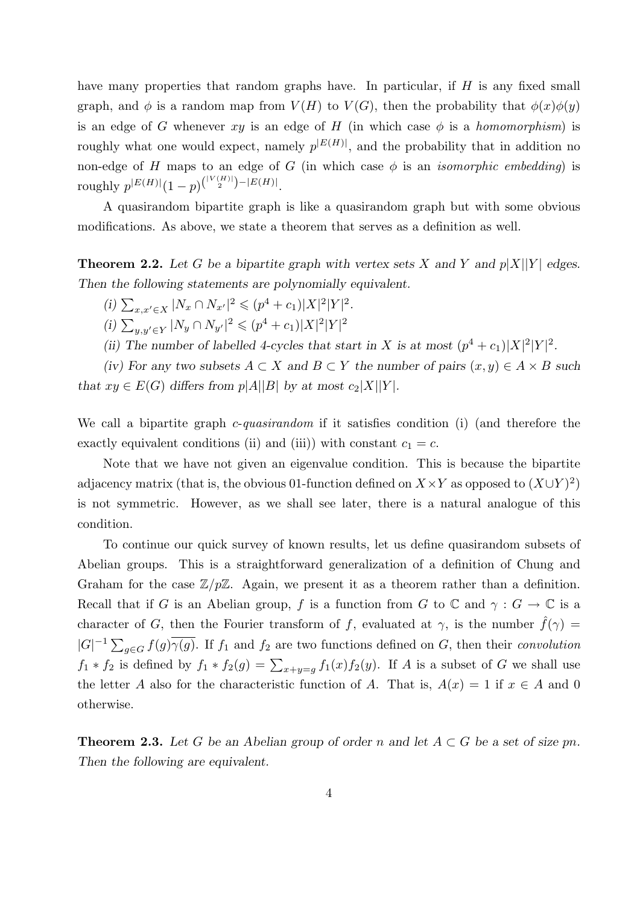have many properties that random graphs have. In particular, if $H$ is any fixed small graph, and $\phi$ is a random map from $V(H)$ to $V(G)$, then the probability that $\phi(x)\phi(y)$ is an edge of $G$ whenever $xy$ is an edge of $H$ (in which case $\phi$ is a *homomorphism*) is roughly what one would expect, namely $p^{|E(H)|}$, and the probability that in addition no non-edge of $H$ maps to an edge of $G$ (in which case $\phi$ is an *isomorphic embedding*) is roughly $p^{|E(H)|}(1-p)^{\binom{|V(H)|}{2}-|E(H)|}$.

A quasirandom bipartite graph is like a quasirandom graph but with some obvious modifications. As above, we state a theorem that serves as a definition as well.

**Theorem 2.2.** *Let $G$ be a bipartite graph with vertex sets $X$ and $Y$ and $p|X||Y|$ edges. Then the following statements are polynomially equivalent.*

*(i)* $\sum_{x,x'\in X}|N_x\cap N_{x'}|^2\leqslant(p^4+c_1)|X|^2|Y|^2$.

*(i)* $\sum_{y,y'\in Y}|N_y\cap N_{y'}|^2\leqslant(p^4+c_1)|X|^2|Y|^2$

*(ii) The number of labelled 4-cycles that start in $X$ is at most $(p^4+c_1)|X|^2|Y|^2$.*

*(iv) For any two subsets $A\subset X$ and $B\subset Y$ the number of pairs $(x,y)\in A\times B$ such that $xy\in E(G)$ differs from $p|A||B|$ by at most $c_2|X||Y|$.*

We call a bipartite graph *$c$-quasirandom* if it satisfies condition (i) (and therefore the exactly equivalent conditions (ii) and (iii)) with constant $c_1=c$.

Note that we have not given an eigenvalue condition. This is because the bipartite adjacency matrix (that is, the obvious 01-function defined on $X\times Y$ as opposed to $(X\cup Y)^2$) is not symmetric. However, as we shall see later, there is a natural analogue of this condition.

To continue our quick survey of known results, let us define quasirandom subsets of Abelian groups. This is a straightforward generalization of a definition of Chung and Graham for the case $\mathbb{Z}/p\mathbb{Z}$. Again, we present it as a theorem rather than a definition. Recall that if $G$ is an Abelian group, $f$ is a function from $G$ to $\mathbb{C}$ and $\gamma:G\to\mathbb{C}$ is a character of $G$, then the Fourier transform of $f$, evaluated at $\gamma$, is the number $\hat{f}(\gamma)=|G|^{-1}\sum_{g\in G}f(g)\overline{\gamma(g)}$. If $f_1$ and $f_2$ are two functions defined on $G$, then their *convolution* $f_1*f_2$ is defined by $f_1*f_2(g)=\sum_{x+y=g}f_1(x)f_2(y)$. If $A$ is a subset of $G$ we shall use the letter $A$ also for the characteristic function of $A$. That is, $A(x)=1$ if $x\in A$ and 0 otherwise.

**Theorem 2.3.** *Let $G$ be an Abelian group of order $n$ and let $A\subset G$ be a set of size $pn$. Then the following are equivalent.*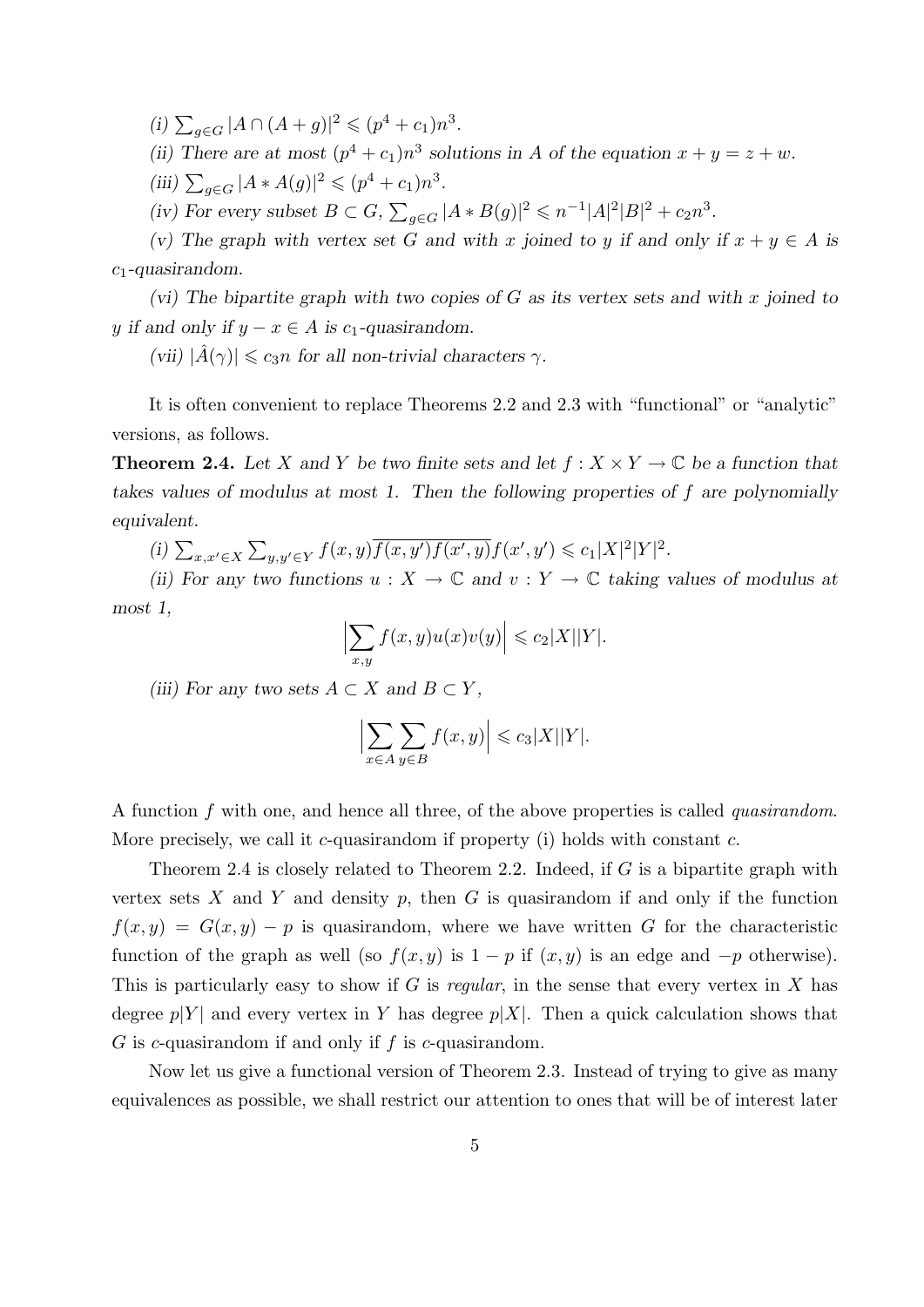*(i)* $\sum_{g\in G} |A \cap (A+g)|^2 \leqslant (p^4 + c_1)n^3$.

*(ii) There are at most* $(p^4 + c_1)n^3$ *solutions in* $A$ *of the equation* $x + y = z + w$.

*(iii)* $\sum_{g\in G} |A * A(g)|^2 \leqslant (p^4 + c_1)n^3$.

*(iv) For every subset* $B \subset G$, $\sum_{g\in G} |A * B(g)|^2 \leqslant n^{-1}|A|^2|B|^2 + c_2 n^3$.

*(v) The graph with vertex set* $G$ *and with* $x$ *joined to* $y$ *if and only if* $x + y \in A$ *is* $c_1$*-quasirandom.*

*(vi) The bipartite graph with two copies of* $G$ *as its vertex sets and with* $x$ *joined to* $y$ *if and only if* $y - x \in A$ *is* $c_1$*-quasirandom.*

*(vii)* $|\hat{A}(\gamma)| \leqslant c_3 n$ *for all non-trivial characters* $\gamma$.

It is often convenient to replace Theorems 2.2 and 2.3 with "functional" or "analytic" versions, as follows.

**Theorem 2.4.** *Let* $X$ *and* $Y$ *be two finite sets and let* $f : X \times Y \to \mathbb{C}$ *be a function that takes values of modulus at most 1. Then the following properties of* $f$ *are polynomially equivalent.*

*(i)* $\sum_{x,x'\in X} \sum_{y,y'\in Y} f(x,y)\overline{f(x,y')f(x',y)}f(x',y') \leqslant c_1|X|^2|Y|^2$.

*(ii) For any two functions* $u : X \to \mathbb{C}$ *and* $v : Y \to \mathbb{C}$ *taking values of modulus at most 1,*

$$\Big|\sum_{x,y} f(x,y)u(x)v(y)\Big| \leqslant c_2|X||Y|.$$

*(iii) For any two sets* $A \subset X$ *and* $B \subset Y$,

$$\Big|\sum_{x\in A}\sum_{y\in B} f(x,y)\Big| \leqslant c_3|X||Y|.$$

A function $f$ with one, and hence all three, of the above properties is called *quasirandom*. More precisely, we call it $c$-quasirandom if property (i) holds with constant $c$.

Theorem 2.4 is closely related to Theorem 2.2. Indeed, if $G$ is a bipartite graph with vertex sets $X$ and $Y$ and density $p$, then $G$ is quasirandom if and only if the function $f(x,y) = G(x,y) - p$ is quasirandom, where we have written $G$ for the characteristic function of the graph as well (so $f(x,y)$ is $1-p$ if $(x,y)$ is an edge and $-p$ otherwise). This is particularly easy to show if $G$ is *regular*, in the sense that every vertex in $X$ has degree $p|Y|$ and every vertex in $Y$ has degree $p|X|$. Then a quick calculation shows that $G$ is $c$-quasirandom if and only if $f$ is $c$-quasirandom.

Now let us give a functional version of Theorem 2.3. Instead of trying to give as many equivalences as possible, we shall restrict our attention to ones that will be of interest later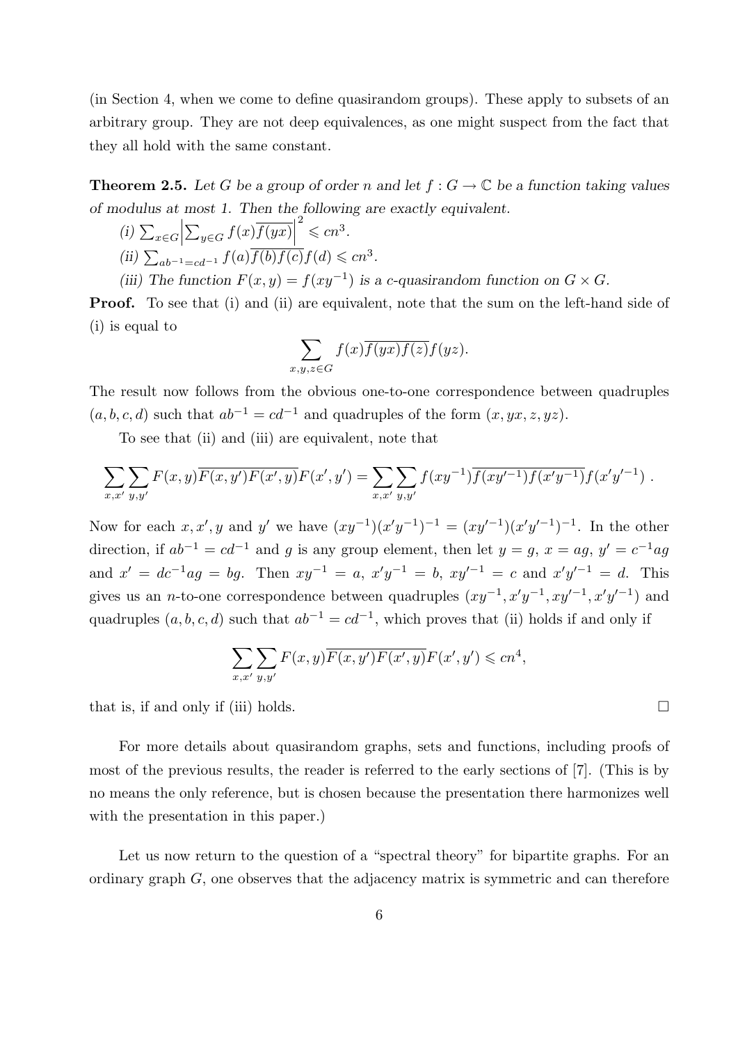(in Section 4, when we come to define quasirandom groups). These apply to subsets of an arbitrary group. They are not deep equivalences, as one might suspect from the fact that they all hold with the same constant.

**Theorem 2.5.** *Let $G$ be a group of order $n$ and let $f : G \to \mathbb{C}$ be a function taking values of modulus at most 1. Then the following are exactly equivalent.*

*(i)* $\sum_{x\in G}\Big|\sum_{y\in G} f(x)\overline{f(yx)}\Big|^2 \leqslant cn^3$.

*(ii)* $\sum_{ab^{-1}=cd^{-1}} f(a)\overline{f(b)f(c)}f(d) \leqslant cn^3$.

*(iii) The function* $F(x,y) = f(xy^{-1})$ *is a* $c$*-quasirandom function on* $G \times G$*.*

**Proof.** To see that (i) and (ii) are equivalent, note that the sum on the left-hand side of (i) is equal to

$$\sum_{x,y,z\in G} f(x)\overline{f(yx)f(z)}f(yz).$$

The result now follows from the obvious one-to-one correspondence between quadruples $(a,b,c,d)$ such that $ab^{-1} = cd^{-1}$ and quadruples of the form $(x, yx, z, yz)$.

To see that (ii) and (iii) are equivalent, note that

$$\sum_{x,x'}\sum_{y,y'} F(x,y)\overline{F(x,y')F(x',y)}F(x',y') = \sum_{x,x'}\sum_{y,y'} f(xy^{-1})\overline{f(xy'^{-1})f(x'y^{-1})}f(x'y'^{-1})\ .$$

Now for each $x, x', y$ and $y'$ we have $(xy^{-1})(x'y^{-1})^{-1} = (xy'^{-1})(x'y'^{-1})^{-1}$. In the other direction, if $ab^{-1} = cd^{-1}$ and $g$ is any group element, then let $y = g$, $x = ag$, $y' = c^{-1}ag$ and $x' = dc^{-1}ag = bg$. Then $xy^{-1} = a$, $x'y^{-1} = b$, $xy'^{-1} = c$ and $x'y'^{-1} = d$. This gives us an $n$-to-one correspondence between quadruples $(xy^{-1}, x'y^{-1}, xy'^{-1}, x'y'^{-1})$ and quadruples $(a,b,c,d)$ such that $ab^{-1} = cd^{-1}$, which proves that (ii) holds if and only if

$$\sum_{x,x'}\sum_{y,y'} F(x,y)\overline{F(x,y')F(x',y)}F(x',y') \leqslant cn^4,$$

that is, if and only if (iii) holds. $\square$

For more details about quasirandom graphs, sets and functions, including proofs of most of the previous results, the reader is referred to the early sections of [7]. (This is by no means the only reference, but is chosen because the presentation there harmonizes well with the presentation in this paper.)

Let us now return to the question of a "spectral theory" for bipartite graphs. For an ordinary graph $G$, one observes that the adjacency matrix is symmetric and can therefore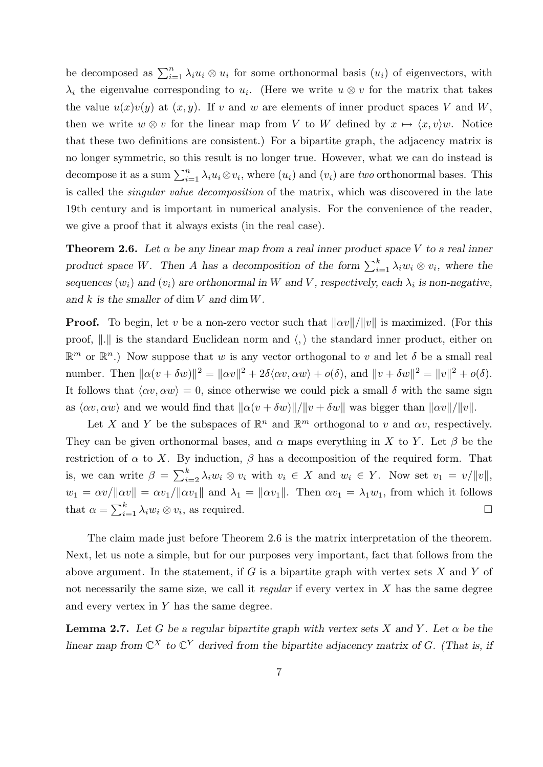be decomposed as $\sum_{i=1}^n \lambda_i u_i \otimes u_i$ for some orthonormal basis $(u_i)$ of eigenvectors, with $\lambda_i$ the eigenvalue corresponding to $u_i$. (Here we write $u \otimes v$ for the matrix that takes the value $u(x)v(y)$ at $(x, y)$. If $v$ and $w$ are elements of inner product spaces $V$ and $W$, then we write $w \otimes v$ for the linear map from $V$ to $W$ defined by $x \mapsto \langle x, v\rangle w$. Notice that these two definitions are consistent.) For a bipartite graph, the adjacency matrix is no longer symmetric, so this result is no longer true. However, what we can do instead is decompose it as a sum $\sum_{i=1}^n \lambda_i u_i \otimes v_i$, where $(u_i)$ and $(v_i)$ are *two* orthonormal bases. This is called the *singular value decomposition* of the matrix, which was discovered in the late 19th century and is important in numerical analysis. For the convenience of the reader, we give a proof that it always exists (in the real case).

**Theorem 2.6.** *Let $\alpha$ be any linear map from a real inner product space $V$ to a real inner product space $W$. Then $A$ has a decomposition of the form $\sum_{i=1}^k \lambda_i w_i \otimes v_i$, where the sequences $(w_i)$ and $(v_i)$ are orthonormal in $W$ and $V$, respectively, each $\lambda_i$ is non-negative, and $k$ is the smaller of $\dim V$ and $\dim W$.*

**Proof.** To begin, let $v$ be a non-zero vector such that $\|\alpha v\|/\|v\|$ is maximized. (For this proof, $\|.\|$ is the standard Euclidean norm and $\langle , \rangle$ the standard inner product, either on $\mathbb{R}^m$ or $\mathbb{R}^n$.) Now suppose that $w$ is any vector orthogonal to $v$ and let $\delta$ be a small real number. Then $\|\alpha(v + \delta w)\|^2 = \|\alpha v\|^2 + 2\delta\langle \alpha v, \alpha w\rangle + o(\delta)$, and $\|v + \delta w\|^2 = \|v\|^2 + o(\delta)$. It follows that $\langle \alpha v, \alpha w\rangle = 0$, since otherwise we could pick a small $\delta$ with the same sign as $\langle \alpha v, \alpha w\rangle$ and we would find that $\|\alpha(v + \delta w)\|/\|v + \delta w\|$ was bigger than $\|\alpha v\|/\|v\|$.

Let $X$ and $Y$ be the subspaces of $\mathbb{R}^n$ and $\mathbb{R}^m$ orthogonal to $v$ and $\alpha v$, respectively. They can be given orthonormal bases, and $\alpha$ maps everything in $X$ to $Y$. Let $\beta$ be the restriction of $\alpha$ to $X$. By induction, $\beta$ has a decomposition of the required form. That is, we can write $\beta = \sum_{i=2}^k \lambda_i w_i \otimes v_i$ with $v_i \in X$ and $w_i \in Y$. Now set $v_1 = v/\|v\|$, $w_1 = \alpha v/\|\alpha v\| = \alpha v_1/\|\alpha v_1\|$ and $\lambda_1 = \|\alpha v_1\|$. Then $\alpha v_1 = \lambda_1 w_1$, from which it follows that $\alpha = \sum_{i=1}^k \lambda_i w_i \otimes v_i$, as required. □

The claim made just before Theorem 2.6 is the matrix interpretation of the theorem. Next, let us note a simple, but for our purposes very important, fact that follows from the above argument. In the statement, if $G$ is a bipartite graph with vertex sets $X$ and $Y$ of not necessarily the same size, we call it *regular* if every vertex in $X$ has the same degree and every vertex in $Y$ has the same degree.

**Lemma 2.7.** *Let $G$ be a regular bipartite graph with vertex sets $X$ and $Y$. Let $\alpha$ be the linear map from $\mathbb{C}^X$ to $\mathbb{C}^Y$ derived from the bipartite adjacency matrix of $G$. (That is, if*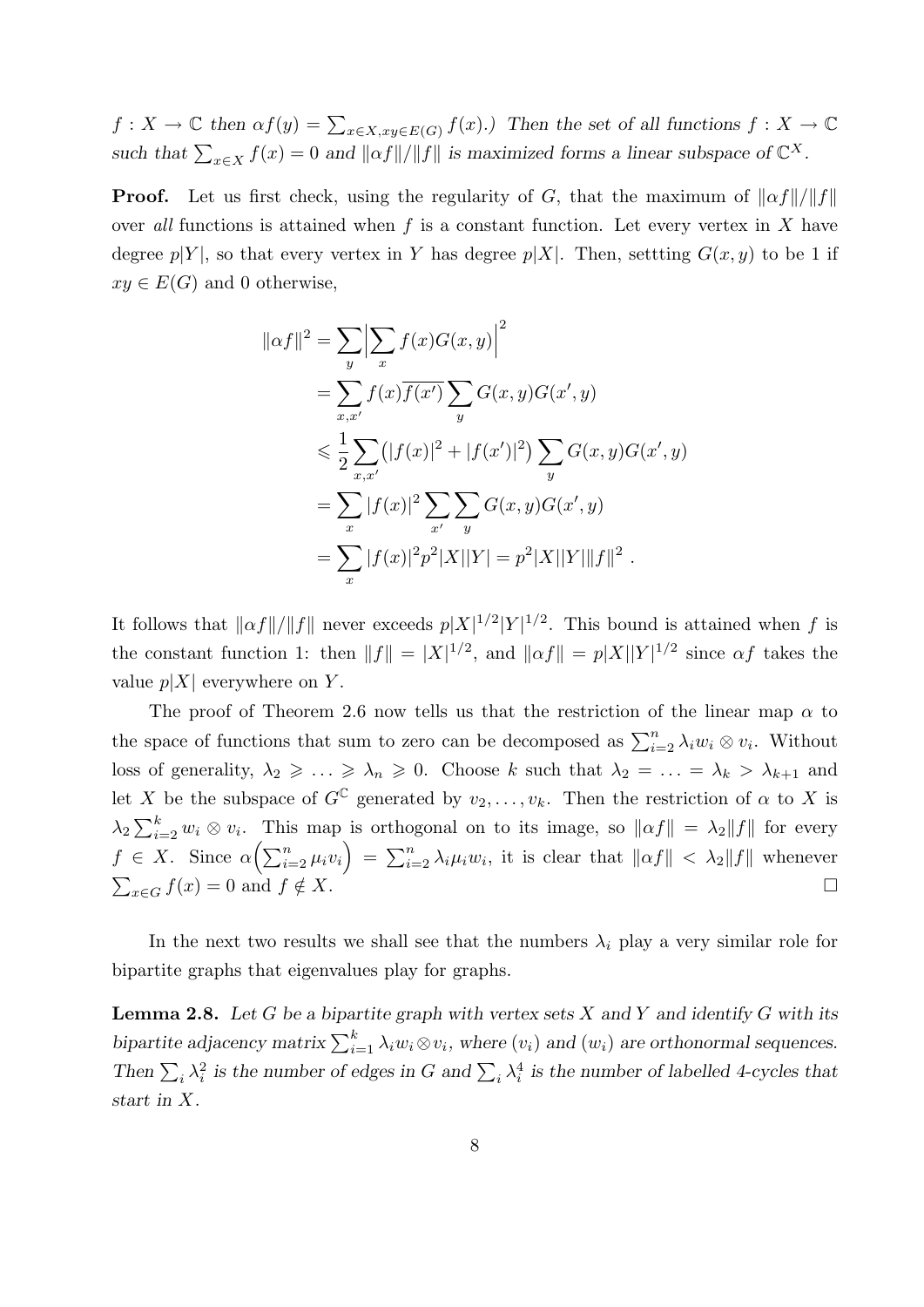$f : X \to \mathbb{C}$ then $\alpha f(y) = \sum_{x \in X, xy \in E(G)} f(x)$.) *Then the set of all functions* $f : X \to \mathbb{C}$ *such that* $\sum_{x \in X} f(x) = 0$ *and* $\|\alpha f\|/\|f\|$ *is maximized forms a linear subspace of* $\mathbb{C}^X$.

**Proof.** Let us first check, using the regularity of $G$, that the maximum of $\|\alpha f\|/\|f\|$ over *all* functions is attained when $f$ is a constant function. Let every vertex in $X$ have degree $p|Y|$, so that every vertex in $Y$ has degree $p|X|$. Then, settting $G(x,y)$ to be 1 if $xy \in E(G)$ and 0 otherwise,

$$
\begin{aligned}
\|\alpha f\|^2 &= \sum_y \Big| \sum_x f(x) G(x,y) \Big|^2 \\
&= \sum_{x,x'} f(x)\overline{f(x')} \sum_y G(x,y)G(x',y) \\
&\leqslant \frac{1}{2} \sum_{x,x'} \big(|f(x)|^2 + |f(x')|^2\big) \sum_y G(x,y)G(x',y) \\
&= \sum_x |f(x)|^2 \sum_{x'} \sum_y G(x,y)G(x',y) \\
&= \sum_x |f(x)|^2 p^2 |X||Y| = p^2|X||Y|\|f\|^2 \ .
\end{aligned}
$$

It follows that $\|\alpha f\|/\|f\|$ never exceeds $p|X|^{1/2}|Y|^{1/2}$. This bound is attained when $f$ is the constant function 1: then $\|f\| = |X|^{1/2}$, and $\|\alpha f\| = p|X||Y|^{1/2}$ since $\alpha f$ takes the value $p|X|$ everywhere on $Y$.

The proof of Theorem 2.6 now tells us that the restriction of the linear map $\alpha$ to the space of functions that sum to zero can be decomposed as $\sum_{i=2}^n \lambda_i w_i \otimes v_i$. Without loss of generality, $\lambda_2 \geqslant \ldots \geqslant \lambda_n \geqslant 0$. Choose $k$ such that $\lambda_2 = \ldots = \lambda_k > \lambda_{k+1}$ and let $X$ be the subspace of $G^{\mathbb{C}}$ generated by $v_2, \ldots, v_k$. Then the restriction of $\alpha$ to $X$ is $\lambda_2 \sum_{i=2}^k w_i \otimes v_i$. This map is orthogonal on to its image, so $\|\alpha f\| = \lambda_2 \|f\|$ for every $f \in X$. Since $\alpha\Big(\sum_{i=2}^n \mu_i v_i\Big) = \sum_{i=2}^n \lambda_i \mu_i w_i$, it is clear that $\|\alpha f\| < \lambda_2\|f\|$ whenever $\sum_{x \in G} f(x) = 0$ and $f \notin X$. □

In the next two results we shall see that the numbers $\lambda_i$ play a very similar role for bipartite graphs that eigenvalues play for graphs.

**Lemma 2.8.** *Let* $G$ *be a bipartite graph with vertex sets* $X$ *and* $Y$ *and identify* $G$ *with its bipartite adjacency matrix* $\sum_{i=1}^k \lambda_i w_i \otimes v_i$*, where* $(v_i)$ *and* $(w_i)$ *are orthonormal sequences. Then* $\sum_i \lambda_i^2$ *is the number of edges in* $G$ *and* $\sum_i \lambda_i^4$ *is the number of labelled 4-cycles that start in* $X$.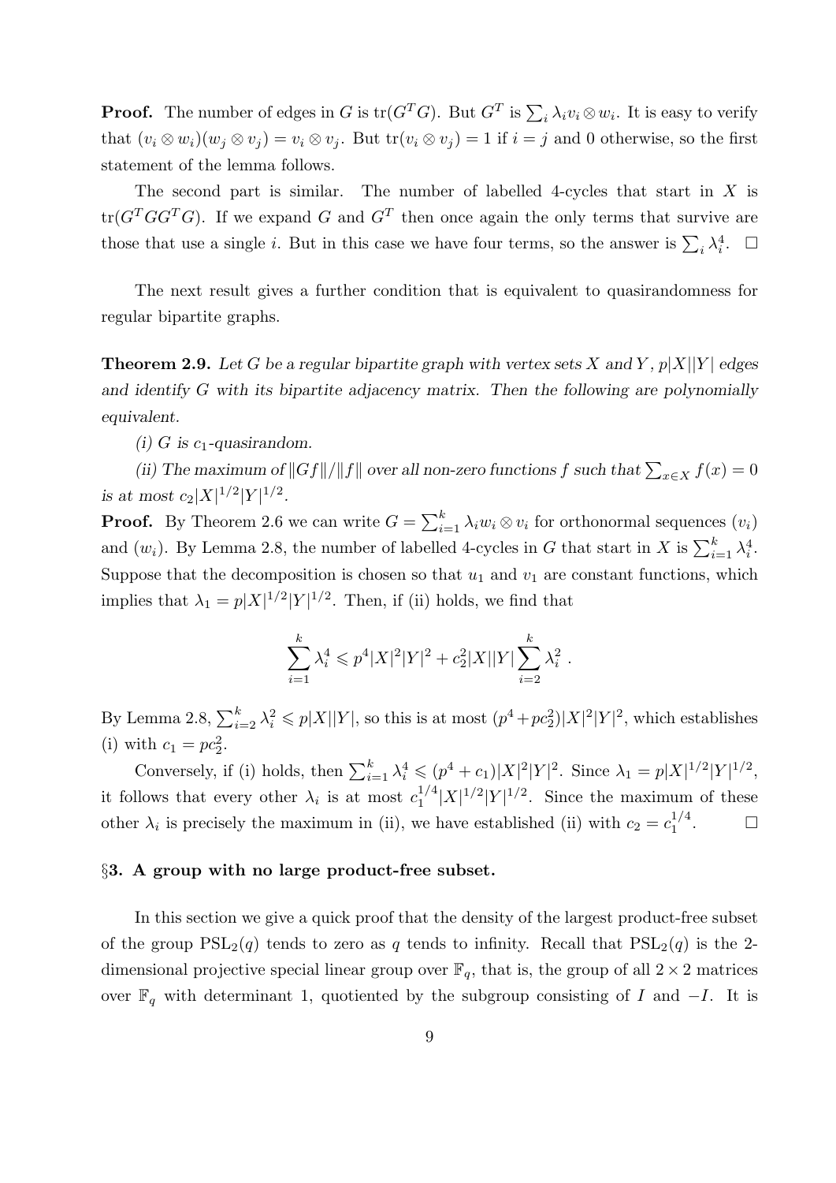**Proof.** The number of edges in $G$ is $\mathrm{tr}(G^TG)$. But $G^T$ is $\sum_i \lambda_i v_i \otimes w_i$. It is easy to verify that $(v_i \otimes w_i)(w_j \otimes v_j) = v_i \otimes v_j$. But $\mathrm{tr}(v_i \otimes v_j) = 1$ if $i = j$ and 0 otherwise, so the first statement of the lemma follows.

The second part is similar. The number of labelled 4-cycles that start in $X$ is $\mathrm{tr}(G^TGG^TG)$. If we expand $G$ and $G^T$ then once again the only terms that survive are those that use a single $i$. But in this case we have four terms, so the answer is $\sum_i \lambda_i^4$. $\square$

The next result gives a further condition that is equivalent to quasirandomness for regular bipartite graphs.

**Theorem 2.9.** *Let $G$ be a regular bipartite graph with vertex sets $X$ and $Y$, $p|X||Y|$ edges and identify $G$ with its bipartite adjacency matrix. Then the following are polynomially equivalent.*

*(i) $G$ is $c_1$-quasirandom.*

*(ii) The maximum of $\|Gf\|/\|f\|$ over all non-zero functions $f$ such that $\sum_{x\in X} f(x) = 0$ is at most $c_2|X|^{1/2}|Y|^{1/2}$.*

**Proof.** By Theorem 2.6 we can write $G = \sum_{i=1}^k \lambda_i w_i \otimes v_i$ for orthonormal sequences $(v_i)$ and $(w_i)$. By Lemma 2.8, the number of labelled 4-cycles in $G$ that start in $X$ is $\sum_{i=1}^k \lambda_i^4$. Suppose that the decomposition is chosen so that $u_1$ and $v_1$ are constant functions, which implies that $\lambda_1 = p|X|^{1/2}|Y|^{1/2}$. Then, if (ii) holds, we find that

$$\sum_{i=1}^k \lambda_i^4 \leqslant p^4|X|^2|Y|^2 + c_2^2|X||Y|\sum_{i=2}^k \lambda_i^2 \ .$$

By Lemma 2.8, $\sum_{i=2}^k \lambda_i^2 \leqslant p|X||Y|$, so this is at most $(p^4+pc_2^2)|X|^2|Y|^2$, which establishes (i) with $c_1 = pc_2^2$.

Conversely, if (i) holds, then $\sum_{i=1}^k \lambda_i^4 \leqslant (p^4 + c_1)|X|^2|Y|^2$. Since $\lambda_1 = p|X|^{1/2}|Y|^{1/2}$, it follows that every other $\lambda_i$ is at most $c_1^{1/4}|X|^{1/2}|Y|^{1/2}$. Since the maximum of these other $\lambda_i$ is precisely the maximum in (ii), we have established (ii) with $c_2 = c_1^{1/4}$. $\square$

## §3. A group with no large product-free subset.

In this section we give a quick proof that the density of the largest product-free subset of the group $\mathrm{PSL}_2(q)$ tends to zero as $q$ tends to infinity. Recall that $\mathrm{PSL}_2(q)$ is the 2-dimensional projective special linear group over $\mathbb{F}_q$, that is, the group of all $2 \times 2$ matrices over $\mathbb{F}_q$ with determinant 1, quotiented by the subgroup consisting of $I$ and $-I$. It is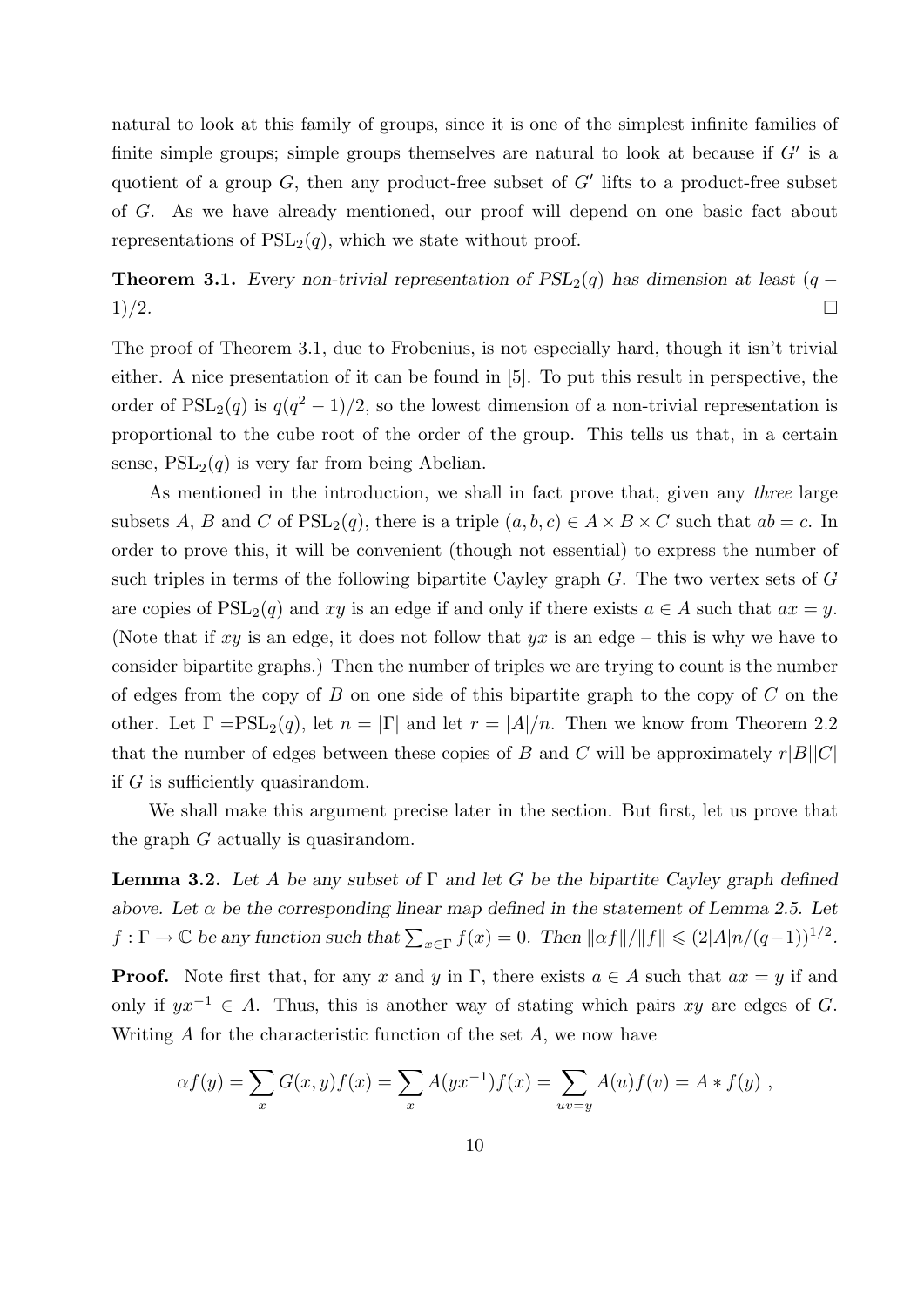natural to look at this family of groups, since it is one of the simplest infinite families of finite simple groups; simple groups themselves are natural to look at because if $G'$ is a quotient of a group $G$, then any product-free subset of $G'$ lifts to a product-free subset of $G$. As we have already mentioned, our proof will depend on one basic fact about representations of $\mathrm{PSL}_2(q)$, which we state without proof.

**Theorem 3.1.** *Every non-trivial representation of $PSL_2(q)$ has dimension at least $(q-1)/2$.* □

The proof of Theorem 3.1, due to Frobenius, is not especially hard, though it isn't trivial either. A nice presentation of it can be found in [5]. To put this result in perspective, the order of $\mathrm{PSL}_2(q)$ is $q(q^2-1)/2$, so the lowest dimension of a non-trivial representation is proportional to the cube root of the order of the group. This tells us that, in a certain sense, $\mathrm{PSL}_2(q)$ is very far from being Abelian.

As mentioned in the introduction, we shall in fact prove that, given any *three* large subsets $A$, $B$ and $C$ of $\mathrm{PSL}_2(q)$, there is a triple $(a,b,c) \in A \times B \times C$ such that $ab=c$. In order to prove this, it will be convenient (though not essential) to express the number of such triples in terms of the following bipartite Cayley graph $G$. The two vertex sets of $G$ are copies of $\mathrm{PSL}_2(q)$ and $xy$ is an edge if and only if there exists $a \in A$ such that $ax=y$. (Note that if $xy$ is an edge, it does not follow that $yx$ is an edge – this is why we have to consider bipartite graphs.) Then the number of triples we are trying to count is the number of edges from the copy of $B$ on one side of this bipartite graph to the copy of $C$ on the other. Let $\Gamma = \mathrm{PSL}_2(q)$, let $n=|\Gamma|$ and let $r=|A|/n$. Then we know from Theorem 2.2 that the number of edges between these copies of $B$ and $C$ will be approximately $r|B||C|$ if $G$ is sufficiently quasirandom.

We shall make this argument precise later in the section. But first, let us prove that the graph $G$ actually is quasirandom.

**Lemma 3.2.** *Let $A$ be any subset of $\Gamma$ and let $G$ be the bipartite Cayley graph defined above. Let $\alpha$ be the corresponding linear map defined in the statement of Lemma 2.5. Let $f:\Gamma\to\mathbb{C}$ be any function such that $\sum_{x\in\Gamma} f(x)=0$. Then $\|\alpha f\|/\|f\| \leqslant (2|A|n/(q-1))^{1/2}$.*

**Proof.** Note first that, for any $x$ and $y$ in $\Gamma$, there exists $a \in A$ such that $ax=y$ if and only if $yx^{-1}\in A$. Thus, this is another way of stating which pairs $xy$ are edges of $G$. Writing $A$ for the characteristic function of the set $A$, we now have

$$\alpha f(y) = \sum_x G(x,y)f(x) = \sum_x A(yx^{-1})f(x) = \sum_{uv=y} A(u)f(v) = A * f(y)\ ,$$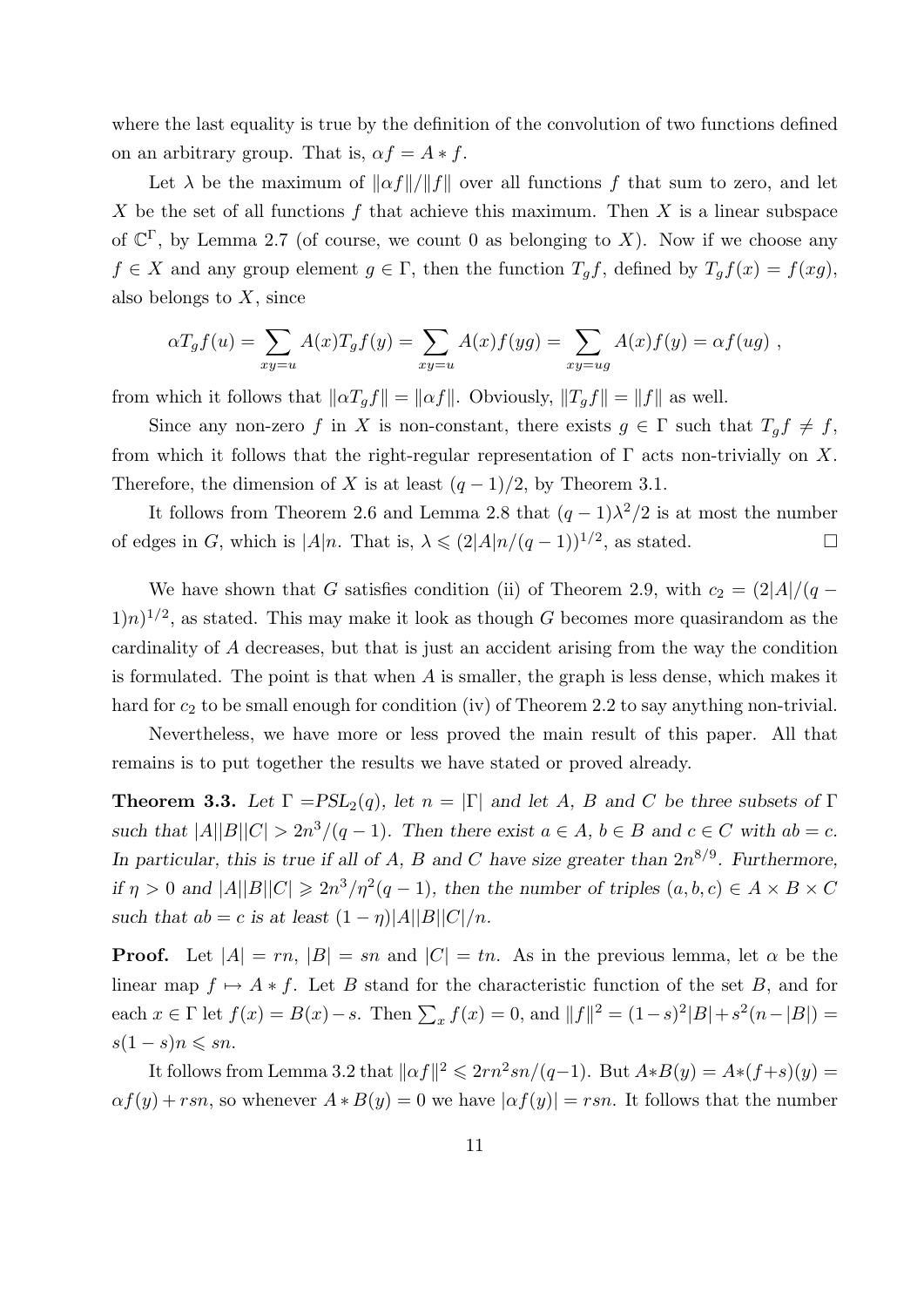where the last equality is true by the definition of the convolution of two functions defined on an arbitrary group. That is, $\alpha f = A * f$.

Let $\lambda$ be the maximum of $\|\alpha f\|/\|f\|$ over all functions $f$ that sum to zero, and let $X$ be the set of all functions $f$ that achieve this maximum. Then $X$ is a linear subspace of $\mathbb{C}^\Gamma$, by Lemma 2.7 (of course, we count 0 as belonging to $X$). Now if we choose any $f \in X$ and any group element $g \in \Gamma$, then the function $T_g f$, defined by $T_g f(x) = f(xg)$, also belongs to $X$, since

$$\alpha T_g f(u) = \sum_{xy=u} A(x) T_g f(y) = \sum_{xy=u} A(x) f(yg) = \sum_{xy=ug} A(x) f(y) = \alpha f(ug) \ ,$$

from which it follows that $\|\alpha T_g f\| = \|\alpha f\|$. Obviously, $\|T_g f\| = \|f\|$ as well.

Since any non-zero $f$ in $X$ is non-constant, there exists $g \in \Gamma$ such that $T_g f \neq f$, from which it follows that the right-regular representation of $\Gamma$ acts non-trivially on $X$. Therefore, the dimension of $X$ is at least $(q-1)/2$, by Theorem 3.1.

It follows from Theorem 2.6 and Lemma 2.8 that $(q-1)\lambda^2/2$ is at most the number of edges in $G$, which is $|A|n$. That is, $\lambda \leqslant (2|A|n/(q-1))^{1/2}$, as stated. □

We have shown that $G$ satisfies condition (ii) of Theorem 2.9, with $c_2 = (2|A|/(q-1)n)^{1/2}$, as stated. This may make it look as though $G$ becomes more quasirandom as the cardinality of $A$ decreases, but that is just an accident arising from the way the condition is formulated. The point is that when $A$ is smaller, the graph is less dense, which makes it hard for $c_2$ to be small enough for condition (iv) of Theorem 2.2 to say anything non-trivial.

Nevertheless, we have more or less proved the main result of this paper. All that remains is to put together the results we have stated or proved already.

**Theorem 3.3.** *Let $\Gamma = PSL_2(q)$, let $n = |\Gamma|$ and let $A$, $B$ and $C$ be three subsets of $\Gamma$ such that $|A||B||C| > 2n^3/(q-1)$. Then there exist $a \in A$, $b \in B$ and $c \in C$ with $ab = c$. In particular, this is true if all of $A$, $B$ and $C$ have size greater than $2n^{8/9}$. Furthermore, if $\eta > 0$ and $|A||B||C| \geqslant 2n^3/\eta^2(q-1)$, then the number of triples $(a,b,c) \in A \times B \times C$ such that $ab = c$ is at least $(1-\eta)|A||B||C|/n$.*

**Proof.** Let $|A| = rn$, $|B| = sn$ and $|C| = tn$. As in the previous lemma, let $\alpha$ be the linear map $f \mapsto A * f$. Let $B$ stand for the characteristic function of the set $B$, and for each $x \in \Gamma$ let $f(x) = B(x) - s$. Then $\sum_x f(x) = 0$, and $\|f\|^2 = (1-s)^2|B| + s^2(n-|B|) = s(1-s)n \leqslant sn$.

It follows from Lemma 3.2 that $\|\alpha f\|^2 \leqslant 2rn^2sn/(q-1)$. But $A*B(y) = A*(f+s)(y) = \alpha f(y) + rsn$, so whenever $A * B(y) = 0$ we have $|\alpha f(y)| = rsn$. It follows that the number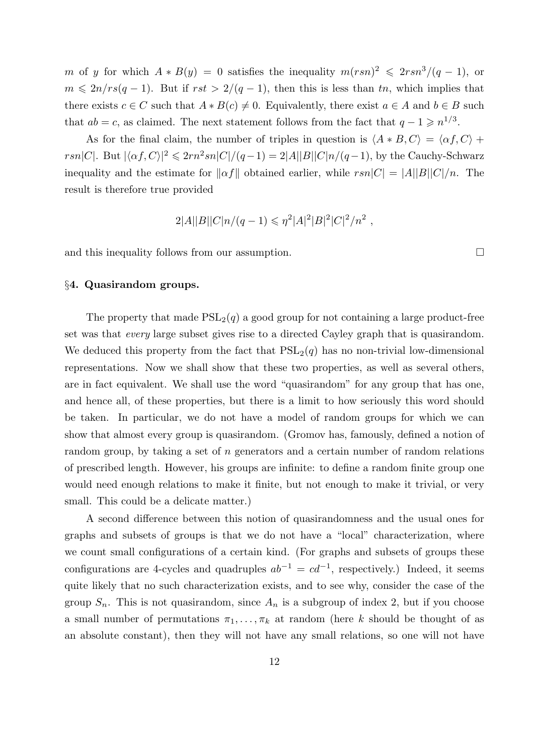$m$ of $y$ for which $A * B(y) = 0$ satisfies the inequality $m(rsn)^2 \leqslant 2rsn^3/(q-1)$, or $m \leqslant 2n/rs(q-1)$. But if $rst > 2/(q-1)$, then this is less than $tn$, which implies that there exists $c \in C$ such that $A * B(c) \neq 0$. Equivalently, there exist $a \in A$ and $b \in B$ such that $ab = c$, as claimed. The next statement follows from the fact that $q - 1 \geqslant n^{1/3}$.

As for the final claim, the number of triples in question is $\langle A * B, C \rangle = \langle \alpha f, C \rangle + rsn|C|$. But $|\langle \alpha f, C \rangle|^2 \leqslant 2rn^2sn|C|/(q-1) = 2|A||B||C|n/(q-1)$, by the Cauchy-Schwarz inequality and the estimate for $\|\alpha f\|$ obtained earlier, while $rsn|C| = |A||B||C|/n$. The result is therefore true provided

$$2|A||B||C|n/(q-1) \leqslant \eta^2 |A|^2|B|^2|C|^2/n^2 \ ,$$

and this inequality follows from our assumption. □

### §4. Quasirandom groups.

The property that made $\mathrm{PSL}_2(q)$ a good group for not containing a large product-free set was that *every* large subset gives rise to a directed Cayley graph that is quasirandom. We deduced this property from the fact that $\mathrm{PSL}_2(q)$ has no non-trivial low-dimensional representations. Now we shall show that these two properties, as well as several others, are in fact equivalent. We shall use the word "quasirandom" for any group that has one, and hence all, of these properties, but there is a limit to how seriously this word should be taken. In particular, we do not have a model of random groups for which we can show that almost every group is quasirandom. (Gromov has, famously, defined a notion of random group, by taking a set of $n$ generators and a certain number of random relations of prescribed length. However, his groups are infinite: to define a random finite group one would need enough relations to make it finite, but not enough to make it trivial, or very small. This could be a delicate matter.)

A second difference between this notion of quasirandomness and the usual ones for graphs and subsets of groups is that we do not have a "local" characterization, where we count small configurations of a certain kind. (For graphs and subsets of groups these configurations are 4-cycles and quadruples $ab^{-1} = cd^{-1}$, respectively.) Indeed, it seems quite likely that no such characterization exists, and to see why, consider the case of the group $S_n$. This is not quasirandom, since $A_n$ is a subgroup of index 2, but if you choose a small number of permutations $\pi_1, \ldots, \pi_k$ at random (here $k$ should be thought of as an absolute constant), then they will not have any small relations, so one will not have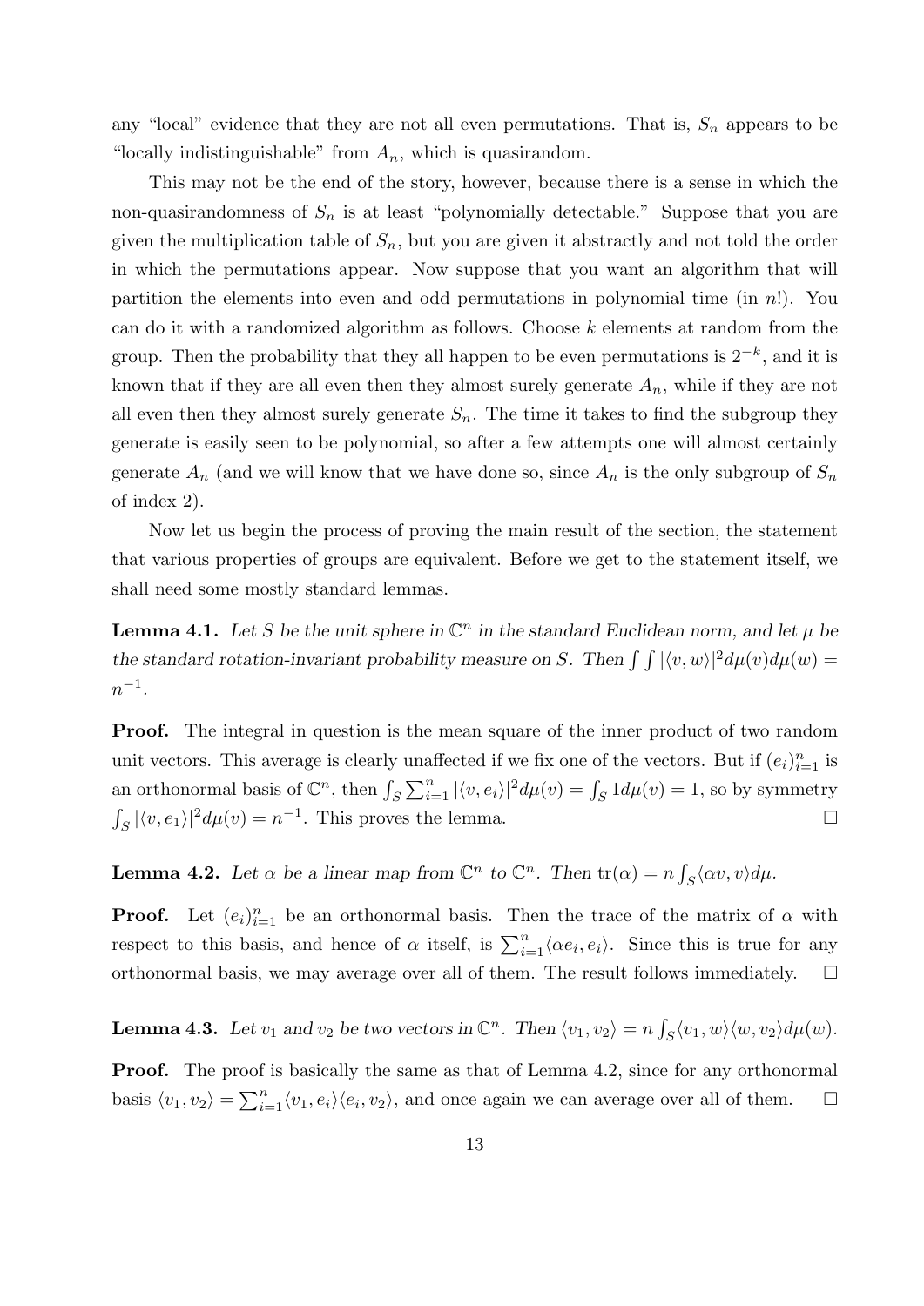any "local" evidence that they are not all even permutations. That is, $S_n$ appears to be "locally indistinguishable" from $A_n$, which is quasirandom.

This may not be the end of the story, however, because there is a sense in which the non-quasirandomness of $S_n$ is at least "polynomially detectable." Suppose that you are given the multiplication table of $S_n$, but you are given it abstractly and not told the order in which the permutations appear. Now suppose that you want an algorithm that will partition the elements into even and odd permutations in polynomial time (in $n!$). You can do it with a randomized algorithm as follows. Choose $k$ elements at random from the group. Then the probability that they all happen to be even permutations is $2^{-k}$, and it is known that if they are all even then they almost surely generate $A_n$, while if they are not all even then they almost surely generate $S_n$. The time it takes to find the subgroup they generate is easily seen to be polynomial, so after a few attempts one will almost certainly generate $A_n$ (and we will know that we have done so, since $A_n$ is the only subgroup of $S_n$ of index 2).

Now let us begin the process of proving the main result of the section, the statement that various properties of groups are equivalent. Before we get to the statement itself, we shall need some mostly standard lemmas.

**Lemma 4.1.** *Let $S$ be the unit sphere in $\mathbb{C}^n$ in the standard Euclidean norm, and let $\mu$ be the standard rotation-invariant probability measure on $S$. Then $\int\int |\langle v, w\rangle|^2 d\mu(v) d\mu(w) = n^{-1}$.*

**Proof.** The integral in question is the mean square of the inner product of two random unit vectors. This average is clearly unaffected if we fix one of the vectors. But if $(e_i)_{i=1}^n$ is an orthonormal basis of $\mathbb{C}^n$, then $\int_S \sum_{i=1}^n |\langle v, e_i\rangle|^2 d\mu(v) = \int_S 1 d\mu(v) = 1$, so by symmetry $\int_S |\langle v, e_1\rangle|^2 d\mu(v) = n^{-1}$. This proves the lemma. $\square$

**Lemma 4.2.** *Let $\alpha$ be a linear map from $\mathbb{C}^n$ to $\mathbb{C}^n$. Then $\mathrm{tr}(\alpha) = n\int_S \langle \alpha v, v\rangle d\mu$.*

**Proof.** Let $(e_i)_{i=1}^n$ be an orthonormal basis. Then the trace of the matrix of $\alpha$ with respect to this basis, and hence of $\alpha$ itself, is $\sum_{i=1}^n \langle \alpha e_i, e_i\rangle$. Since this is true for any orthonormal basis, we may average over all of them. The result follows immediately. $\square$

**Lemma 4.3.** *Let $v_1$ and $v_2$ be two vectors in $\mathbb{C}^n$. Then $\langle v_1, v_2\rangle = n\int_S \langle v_1, w\rangle\langle w, v_2\rangle d\mu(w)$.*

**Proof.** The proof is basically the same as that of Lemma 4.2, since for any orthonormal basis $\langle v_1, v_2\rangle = \sum_{i=1}^n \langle v_1, e_i\rangle\langle e_i, v_2\rangle$, and once again we can average over all of them. $\square$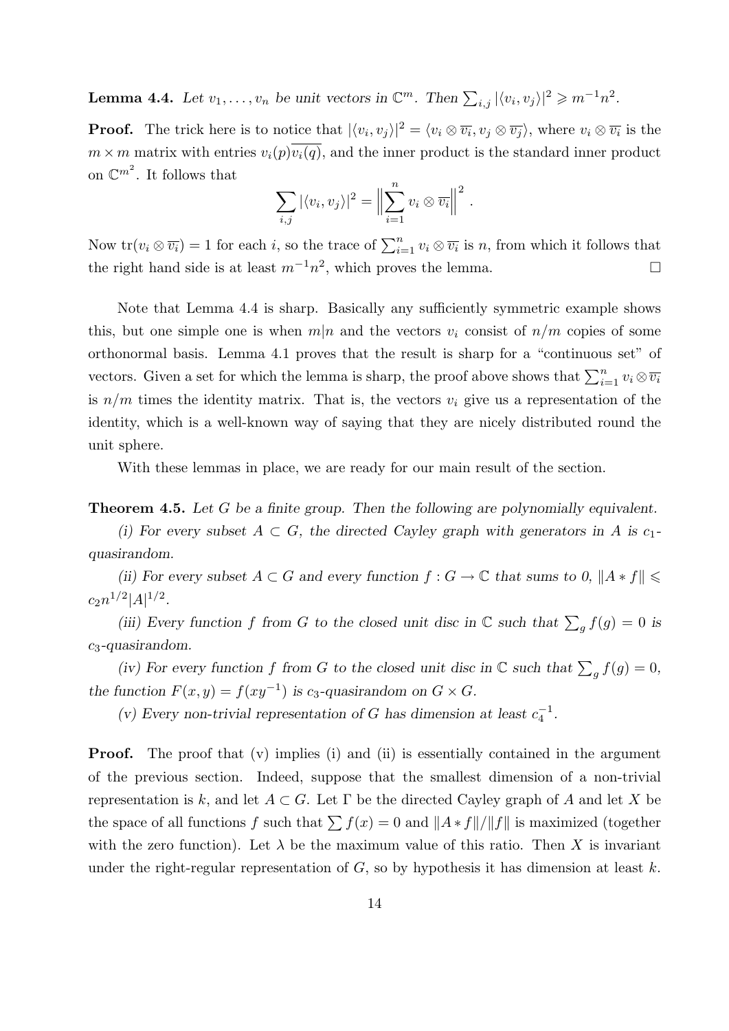**Lemma 4.4.** *Let $v_1, \dots, v_n$ be unit vectors in $\mathbb{C}^m$. Then $\sum_{i,j} |\langle v_i, v_j \rangle|^2 \geqslant m^{-1}n^2$.*

**Proof.** The trick here is to notice that $|\langle v_i, v_j \rangle|^2 = \langle v_i \otimes \overline{v_i}, v_j \otimes \overline{v_j} \rangle$, where $v_i \otimes \overline{v_i}$ is the $m \times m$ matrix with entries $v_i(p)\overline{v_i(q)}$, and the inner product is the standard inner product on $\mathbb{C}^{m^2}$. It follows that

$$\sum_{i,j} |\langle v_i, v_j \rangle|^2 = \Big\| \sum_{i=1}^n v_i \otimes \overline{v_i} \Big\|^2 .$$

Now $\mathrm{tr}(v_i \otimes \overline{v_i}) = 1$ for each $i$, so the trace of $\sum_{i=1}^n v_i \otimes \overline{v_i}$ is $n$, from which it follows that the right hand side is at least $m^{-1}n^2$, which proves the lemma. $\square$

Note that Lemma 4.4 is sharp. Basically any sufficiently symmetric example shows this, but one simple one is when $m|n$ and the vectors $v_i$ consist of $n/m$ copies of some orthonormal basis. Lemma 4.1 proves that the result is sharp for a "continuous set" of vectors. Given a set for which the lemma is sharp, the proof above shows that $\sum_{i=1}^n v_i \otimes \overline{v_i}$ is $n/m$ times the identity matrix. That is, the vectors $v_i$ give us a representation of the identity, which is a well-known way of saying that they are nicely distributed round the unit sphere.

With these lemmas in place, we are ready for our main result of the section.

**Theorem 4.5.** *Let $G$ be a finite group. Then the following are polynomially equivalent.*

*(i) For every subset $A \subset G$, the directed Cayley graph with generators in $A$ is $c_1$-quasirandom.*

*(ii) For every subset $A \subset G$ and every function $f : G \to \mathbb{C}$ that sums to 0, $\|A * f\| \leqslant c_2 n^{1/2}|A|^{1/2}$.*

*(iii) Every function $f$ from $G$ to the closed unit disc in $\mathbb{C}$ such that $\sum_g f(g) = 0$ is $c_3$-quasirandom.*

*(iv) For every function $f$ from $G$ to the closed unit disc in $\mathbb{C}$ such that $\sum_g f(g) = 0$, the function $F(x, y) = f(xy^{-1})$ is $c_3$-quasirandom on $G \times G$.*

*(v) Every non-trivial representation of $G$ has dimension at least $c_4^{-1}$.*

**Proof.** The proof that (v) implies (i) and (ii) is essentially contained in the argument of the previous section. Indeed, suppose that the smallest dimension of a non-trivial representation is $k$, and let $A \subset G$. Let $\Gamma$ be the directed Cayley graph of $A$ and let $X$ be the space of all functions $f$ such that $\sum f(x) = 0$ and $\|A * f\|/\|f\|$ is maximized (together with the zero function). Let $\lambda$ be the maximum value of this ratio. Then $X$ is invariant under the right-regular representation of $G$, so by hypothesis it has dimension at least $k$.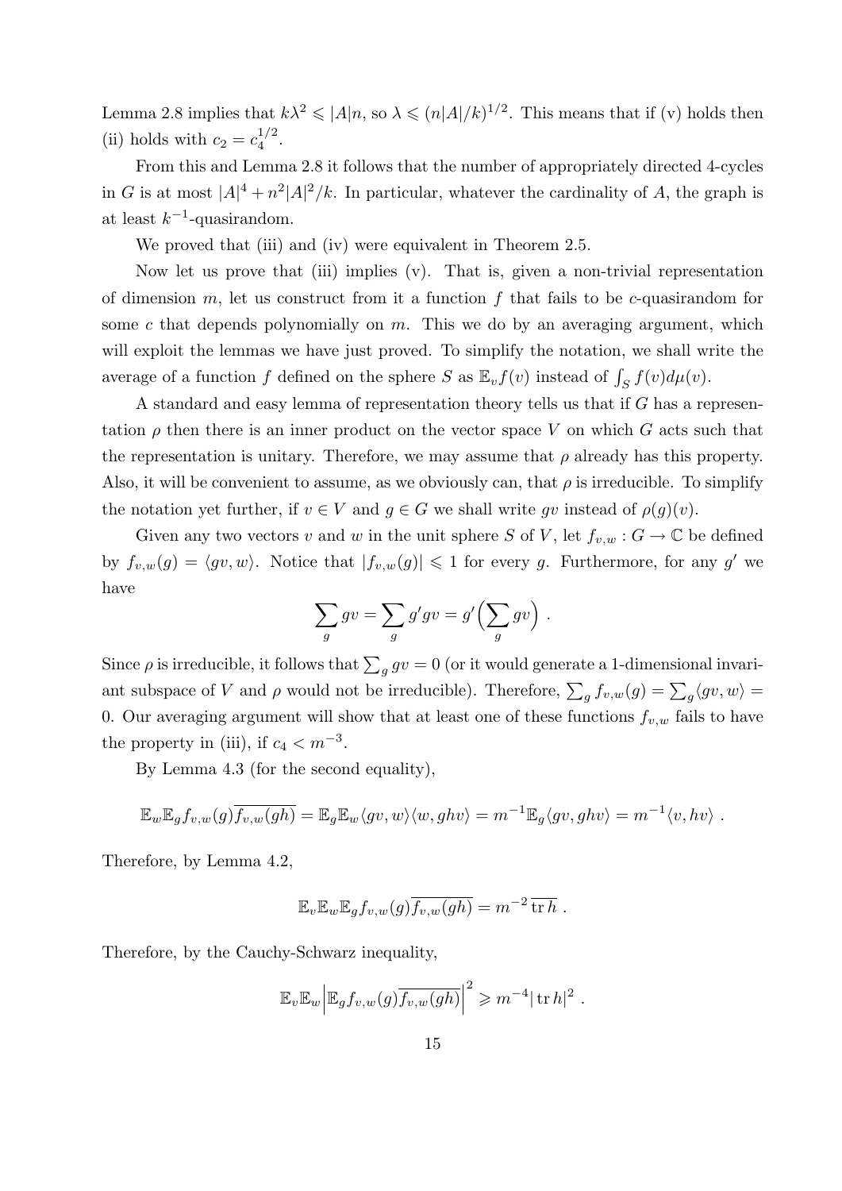Lemma 2.8 implies that $k\lambda^2 \leqslant |A|n$, so $\lambda \leqslant (n|A|/k)^{1/2}$. This means that if (v) holds then (ii) holds with $c_2 = c_4^{1/2}$.

From this and Lemma 2.8 it follows that the number of appropriately directed 4-cycles in $G$ is at most $|A|^4 + n^2|A|^2/k$. In particular, whatever the cardinality of $A$, the graph is at least $k^{-1}$-quasirandom.

We proved that (iii) and (iv) were equivalent in Theorem 2.5.

Now let us prove that (iii) implies (v). That is, given a non-trivial representation of dimension $m$, let us construct from it a function $f$ that fails to be $c$-quasirandom for some $c$ that depends polynomially on $m$. This we do by an averaging argument, which will exploit the lemmas we have just proved. To simplify the notation, we shall write the average of a function $f$ defined on the sphere $S$ as $\mathbb{E}_v f(v)$ instead of $\int_S f(v)d\mu(v)$.

A standard and easy lemma of representation theory tells us that if $G$ has a representation $\rho$ then there is an inner product on the vector space $V$ on which $G$ acts such that the representation is unitary. Therefore, we may assume that $\rho$ already has this property. Also, it will be convenient to assume, as we obviously can, that $\rho$ is irreducible. To simplify the notation yet further, if $v \in V$ and $g \in G$ we shall write $gv$ instead of $\rho(g)(v)$.

Given any two vectors $v$ and $w$ in the unit sphere $S$ of $V$, let $f_{v,w} : G \to \mathbb{C}$ be defined by $f_{v,w}(g) = \langle gv, w\rangle$. Notice that $|f_{v,w}(g)| \leqslant 1$ for every $g$. Furthermore, for any $g'$ we have

$$\sum_g gv = \sum_g g'gv = g'\Big(\sum_g gv\Big) \ .$$

Since $\rho$ is irreducible, it follows that $\sum_g gv = 0$ (or it would generate a 1-dimensional invariant subspace of $V$ and $\rho$ would not be irreducible). Therefore, $\sum_g f_{v,w}(g) = \sum_g \langle gv, w\rangle = 0$. Our averaging argument will show that at least one of these functions $f_{v,w}$ fails to have the property in (iii), if $c_4 < m^{-3}$.

By Lemma 4.3 (for the second equality),

$$\mathbb{E}_w \mathbb{E}_g f_{v,w}(g)\overline{f_{v,w}(gh)} = \mathbb{E}_g \mathbb{E}_w \langle gv, w\rangle\langle w, ghv\rangle = m^{-1}\mathbb{E}_g\langle gv, ghv\rangle = m^{-1}\langle v, hv\rangle \ .$$

Therefore, by Lemma 4.2,

$$\mathbb{E}_v \mathbb{E}_w \mathbb{E}_g f_{v,w}(g)\overline{f_{v,w}(gh)} = m^{-2}\,\overline{\operatorname{tr} h} \ .$$

Therefore, by the Cauchy-Schwarz inequality,

$$\mathbb{E}_v \mathbb{E}_w \Big|\mathbb{E}_g f_{v,w}(g)\overline{f_{v,w}(gh)}\Big|^2 \geqslant m^{-4}|\operatorname{tr} h|^2 \ .$$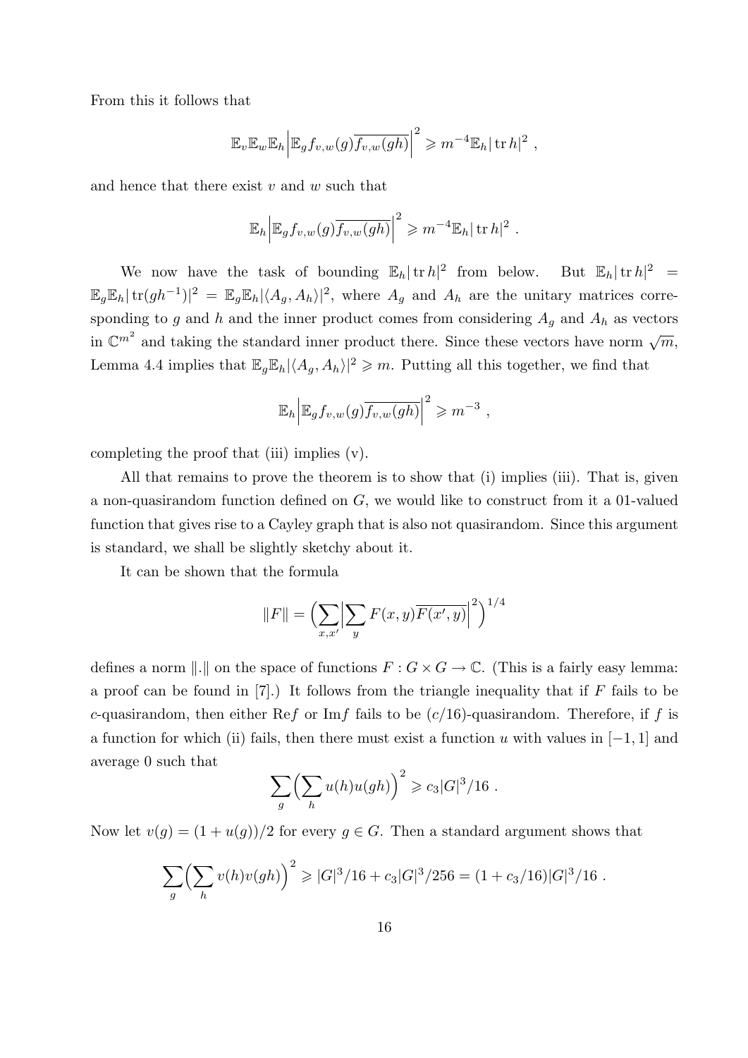From this it follows that

$$\mathbb{E}_v \mathbb{E}_w \mathbb{E}_h \Big| \mathbb{E}_g f_{v,w}(g) \overline{f_{v,w}(gh)} \Big|^2 \geqslant m^{-4} \mathbb{E}_h |\operatorname{tr} h|^2 \ ,$$

and hence that there exist $v$ and $w$ such that

$$\mathbb{E}_h \Big| \mathbb{E}_g f_{v,w}(g) \overline{f_{v,w}(gh)} \Big|^2 \geqslant m^{-4} \mathbb{E}_h |\operatorname{tr} h|^2 \ .$$

We now have the task of bounding $\mathbb{E}_h |\operatorname{tr} h|^2$ from below. But $\mathbb{E}_h |\operatorname{tr} h|^2 = \mathbb{E}_g \mathbb{E}_h |\operatorname{tr}(gh^{-1})|^2 = \mathbb{E}_g \mathbb{E}_h |\langle A_g, A_h \rangle|^2$, where $A_g$ and $A_h$ are the unitary matrices corresponding to $g$ and $h$ and the inner product comes from considering $A_g$ and $A_h$ as vectors in $\mathbb{C}^{m^2}$ and taking the standard inner product there. Since these vectors have norm $\sqrt{m}$, Lemma 4.4 implies that $\mathbb{E}_g \mathbb{E}_h |\langle A_g, A_h \rangle|^2 \geqslant m$. Putting all this together, we find that

$$\mathbb{E}_h \Big| \mathbb{E}_g f_{v,w}(g) \overline{f_{v,w}(gh)} \Big|^2 \geqslant m^{-3} \ ,$$

completing the proof that (iii) implies (v).

All that remains to prove the theorem is to show that (i) implies (iii). That is, given a non-quasirandom function defined on $G$, we would like to construct from it a 01-valued function that gives rise to a Cayley graph that is also not quasirandom. Since this argument is standard, we shall be slightly sketchy about it.

It can be shown that the formula

$$\|F\| = \Big( \sum_{x,x'} \Big| \sum_y F(x,y) \overline{F(x',y)} \Big|^2 \Big)^{1/4}$$

defines a norm $\|.\|$ on the space of functions $F : G \times G \to \mathbb{C}$. (This is a fairly easy lemma: a proof can be found in [7].) It follows from the triangle inequality that if $F$ fails to be $c$-quasirandom, then either Re$f$ or Im$f$ fails to be $(c/16)$-quasirandom. Therefore, if $f$ is a function for which (ii) fails, then there must exist a function $u$ with values in $[-1,1]$ and average 0 such that

$$\sum_g \Big( \sum_h u(h) u(gh) \Big)^2 \geqslant c_3 |G|^3/16 \ .$$

Now let $v(g) = (1 + u(g))/2$ for every $g \in G$. Then a standard argument shows that

$$\sum_g \Big( \sum_h v(h) v(gh) \Big)^2 \geqslant |G|^3/16 + c_3 |G|^3/256 = (1 + c_3/16)|G|^3/16 \ .$$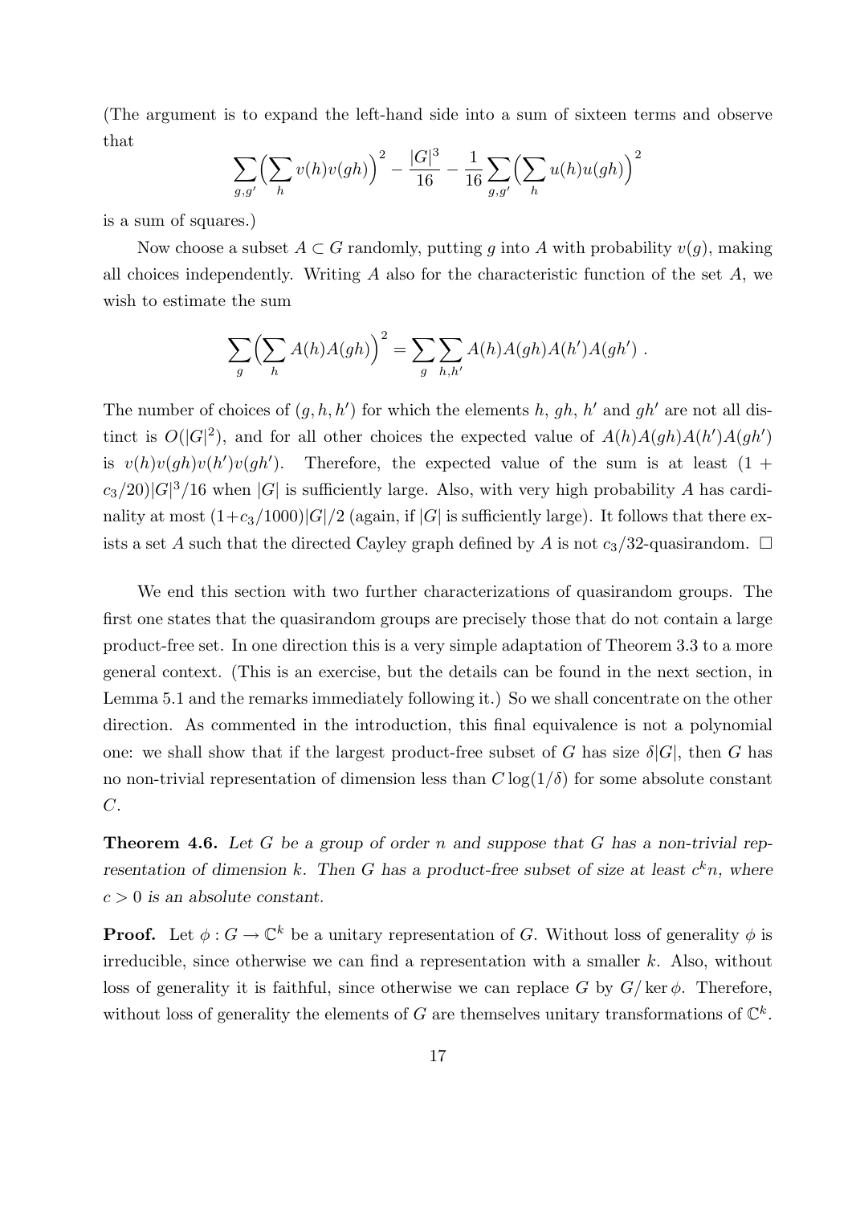(The argument is to expand the left-hand side into a sum of sixteen terms and observe that

$$\sum_{g,g'}\Big(\sum_h v(h)v(gh)\Big)^2 - \frac{|G|^3}{16} - \frac{1}{16}\sum_{g,g'}\Big(\sum_h u(h)u(gh)\Big)^2$$

is a sum of squares.)

Now choose a subset $A \subset G$ randomly, putting $g$ into $A$ with probability $v(g)$, making all choices independently. Writing $A$ also for the characteristic function of the set $A$, we wish to estimate the sum

$$\sum_g\Big(\sum_h A(h)A(gh)\Big)^2 = \sum_g\sum_{h,h'} A(h)A(gh)A(h')A(gh')\ .$$

The number of choices of $(g, h, h')$ for which the elements $h$, $gh$, $h'$ and $gh'$ are not all distinct is $O(|G|^2)$, and for all other choices the expected value of $A(h)A(gh)A(h')A(gh')$ is $v(h)v(gh)v(h')v(gh')$. Therefore, the expected value of the sum is at least $(1 + c_3/20)|G|^3/16$ when $|G|$ is sufficiently large. Also, with very high probability $A$ has cardinality at most $(1+c_3/1000)|G|/2$ (again, if $|G|$ is sufficiently large). It follows that there exists a set $A$ such that the directed Cayley graph defined by $A$ is not $c_3/32$-quasirandom. $\square$

We end this section with two further characterizations of quasirandom groups. The first one states that the quasirandom groups are precisely those that do not contain a large product-free set. In one direction this is a very simple adaptation of Theorem 3.3 to a more general context. (This is an exercise, but the details can be found in the next section, in Lemma 5.1 and the remarks immediately following it.) So we shall concentrate on the other direction. As commented in the introduction, this final equivalence is not a polynomial one: we shall show that if the largest product-free subset of $G$ has size $\delta|G|$, then $G$ has no non-trivial representation of dimension less than $C\log(1/\delta)$ for some absolute constant $C$.

**Theorem 4.6.** *Let $G$ be a group of order $n$ and suppose that $G$ has a non-trivial representation of dimension $k$. Then $G$ has a product-free subset of size at least $c^k n$, where $c > 0$ is an absolute constant.*

**Proof.** Let $\phi : G \to \mathbb{C}^k$ be a unitary representation of $G$. Without loss of generality $\phi$ is irreducible, since otherwise we can find a representation with a smaller $k$. Also, without loss of generality it is faithful, since otherwise we can replace $G$ by $G/\ker\phi$. Therefore, without loss of generality the elements of $G$ are themselves unitary transformations of $\mathbb{C}^k$.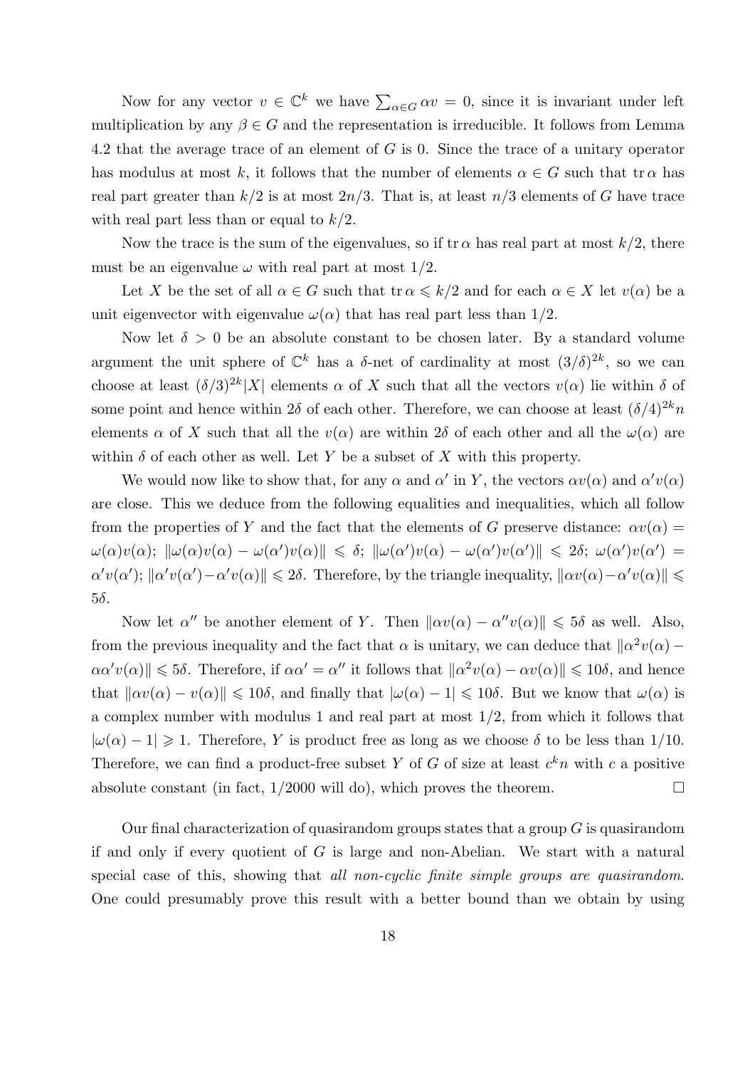Now for any vector $v \in \mathbb{C}^k$ we have $\sum_{\alpha \in G} \alpha v = 0$, since it is invariant under left multiplication by any $\beta \in G$ and the representation is irreducible. It follows from Lemma 4.2 that the average trace of an element of $G$ is 0. Since the trace of a unitary operator has modulus at most $k$, it follows that the number of elements $\alpha \in G$ such that $\operatorname{tr} \alpha$ has real part greater than $k/2$ is at most $2n/3$. That is, at least $n/3$ elements of $G$ have trace with real part less than or equal to $k/2$.

Now the trace is the sum of the eigenvalues, so if $\operatorname{tr} \alpha$ has real part at most $k/2$, there must be an eigenvalue $\omega$ with real part at most $1/2$.

Let $X$ be the set of all $\alpha \in G$ such that $\operatorname{tr} \alpha \leqslant k/2$ and for each $\alpha \in X$ let $v(\alpha)$ be a unit eigenvector with eigenvalue $\omega(\alpha)$ that has real part less than $1/2$.

Now let $\delta > 0$ be an absolute constant to be chosen later. By a standard volume argument the unit sphere of $\mathbb{C}^k$ has a $\delta$-net of cardinality at most $(3/\delta)^{2k}$, so we can choose at least $(\delta/3)^{2k}|X|$ elements $\alpha$ of $X$ such that all the vectors $v(\alpha)$ lie within $\delta$ of some point and hence within $2\delta$ of each other. Therefore, we can choose at least $(\delta/4)^{2k} n$ elements $\alpha$ of $X$ such that all the $v(\alpha)$ are within $2\delta$ of each other and all the $\omega(\alpha)$ are within $\delta$ of each other as well. Let $Y$ be a subset of $X$ with this property.

We would now like to show that, for any $\alpha$ and $\alpha'$ in $Y$, the vectors $\alpha v(\alpha)$ and $\alpha' v(\alpha)$ are close. This we deduce from the following equalities and inequalities, which all follow from the properties of $Y$ and the fact that the elements of $G$ preserve distance: $\alpha v(\alpha) = \omega(\alpha) v(\alpha)$; $\|\omega(\alpha) v(\alpha) - \omega(\alpha') v(\alpha)\| \leqslant \delta$; $\|\omega(\alpha') v(\alpha) - \omega(\alpha') v(\alpha')\| \leqslant 2\delta$; $\omega(\alpha') v(\alpha') = \alpha' v(\alpha')$; $\|\alpha' v(\alpha') - \alpha' v(\alpha)\| \leqslant 2\delta$. Therefore, by the triangle inequality, $\|\alpha v(\alpha) - \alpha' v(\alpha)\| \leqslant 5\delta$.

Now let $\alpha''$ be another element of $Y$. Then $\|\alpha v(\alpha) - \alpha'' v(\alpha)\| \leqslant 5\delta$ as well. Also, from the previous inequality and the fact that $\alpha$ is unitary, we can deduce that $\|\alpha^2 v(\alpha) - \alpha\alpha' v(\alpha)\| \leqslant 5\delta$. Therefore, if $\alpha\alpha' = \alpha''$ it follows that $\|\alpha^2 v(\alpha) - \alpha v(\alpha)\| \leqslant 10\delta$, and hence that $\|\alpha v(\alpha) - v(\alpha)\| \leqslant 10\delta$, and finally that $|\omega(\alpha) - 1| \leqslant 10\delta$. But we know that $\omega(\alpha)$ is a complex number with modulus 1 and real part at most $1/2$, from which it follows that $|\omega(\alpha) - 1| \geqslant 1$. Therefore, $Y$ is product free as long as we choose $\delta$ to be less than $1/10$. Therefore, we can find a product-free subset $Y$ of $G$ of size at least $c^k n$ with $c$ a positive absolute constant (in fact, $1/2000$ will do), which proves the theorem. $\square$

Our final characterization of quasirandom groups states that a group $G$ is quasirandom if and only if every quotient of $G$ is large and non-Abelian. We start with a natural special case of this, showing that *all non-cyclic finite simple groups are quasirandom*. One could presumably prove this result with a better bound than we obtain by using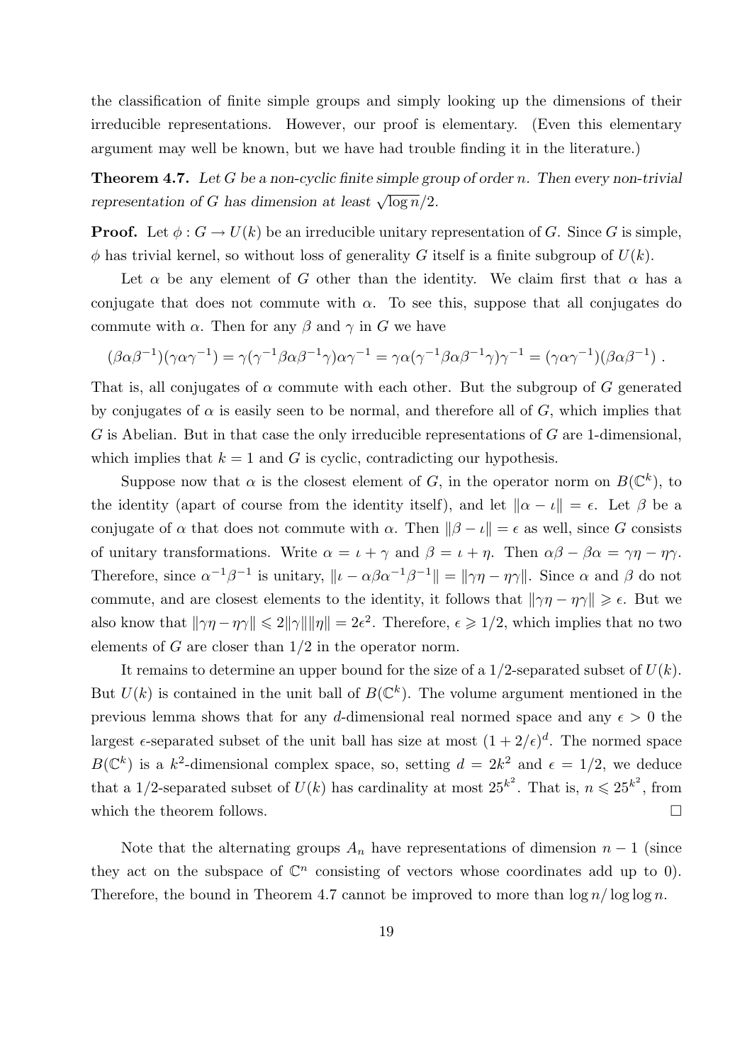the classification of finite simple groups and simply looking up the dimensions of their irreducible representations. However, our proof is elementary. (Even this elementary argument may well be known, but we have had trouble finding it in the literature.)

**Theorem 4.7.** *Let $G$ be a non-cyclic finite simple group of order $n$. Then every non-trivial representation of $G$ has dimension at least $\sqrt{\log n}/2$.*

**Proof.** Let $\phi : G \to U(k)$ be an irreducible unitary representation of $G$. Since $G$ is simple, $\phi$ has trivial kernel, so without loss of generality $G$ itself is a finite subgroup of $U(k)$.

Let $\alpha$ be any element of $G$ other than the identity. We claim first that $\alpha$ has a conjugate that does not commute with $\alpha$. To see this, suppose that all conjugates do commute with $\alpha$. Then for any $\beta$ and $\gamma$ in $G$ we have

$$(\beta\alpha\beta^{-1})(\gamma\alpha\gamma^{-1}) = \gamma(\gamma^{-1}\beta\alpha\beta^{-1}\gamma)\alpha\gamma^{-1} = \gamma\alpha(\gamma^{-1}\beta\alpha\beta^{-1}\gamma)\gamma^{-1} = (\gamma\alpha\gamma^{-1})(\beta\alpha\beta^{-1}) \ .$$

That is, all conjugates of $\alpha$ commute with each other. But the subgroup of $G$ generated by conjugates of $\alpha$ is easily seen to be normal, and therefore all of $G$, which implies that $G$ is Abelian. But in that case the only irreducible representations of $G$ are 1-dimensional, which implies that $k = 1$ and $G$ is cyclic, contradicting our hypothesis.

Suppose now that $\alpha$ is the closest element of $G$, in the operator norm on $B(\mathbb{C}^k)$, to the identity (apart of course from the identity itself), and let $\|\alpha - \iota\| = \epsilon$. Let $\beta$ be a conjugate of $\alpha$ that does not commute with $\alpha$. Then $\|\beta - \iota\| = \epsilon$ as well, since $G$ consists of unitary transformations. Write $\alpha = \iota + \gamma$ and $\beta = \iota + \eta$. Then $\alpha\beta - \beta\alpha = \gamma\eta - \eta\gamma$. Therefore, since $\alpha^{-1}\beta^{-1}$ is unitary, $\|\iota - \alpha\beta\alpha^{-1}\beta^{-1}\| = \|\gamma\eta - \eta\gamma\|$. Since $\alpha$ and $\beta$ do not commute, and are closest elements to the identity, it follows that $\|\gamma\eta - \eta\gamma\| \geqslant \epsilon$. But we also know that $\|\gamma\eta - \eta\gamma\| \leqslant 2\|\gamma\|\|\eta\| = 2\epsilon^2$. Therefore, $\epsilon \geqslant 1/2$, which implies that no two elements of $G$ are closer than $1/2$ in the operator norm.

It remains to determine an upper bound for the size of a $1/2$-separated subset of $U(k)$. But $U(k)$ is contained in the unit ball of $B(\mathbb{C}^k)$. The volume argument mentioned in the previous lemma shows that for any $d$-dimensional real normed space and any $\epsilon > 0$ the largest $\epsilon$-separated subset of the unit ball has size at most $(1 + 2/\epsilon)^d$. The normed space $B(\mathbb{C}^k)$ is a $k^2$-dimensional complex space, so, setting $d = 2k^2$ and $\epsilon = 1/2$, we deduce that a $1/2$-separated subset of $U(k)$ has cardinality at most $25^{k^2}$. That is, $n \leqslant 25^{k^2}$, from which the theorem follows. □

Note that the alternating groups $A_n$ have representations of dimension $n - 1$ (since they act on the subspace of $\mathbb{C}^n$ consisting of vectors whose coordinates add up to 0). Therefore, the bound in Theorem 4.7 cannot be improved to more than $\log n / \log \log n$.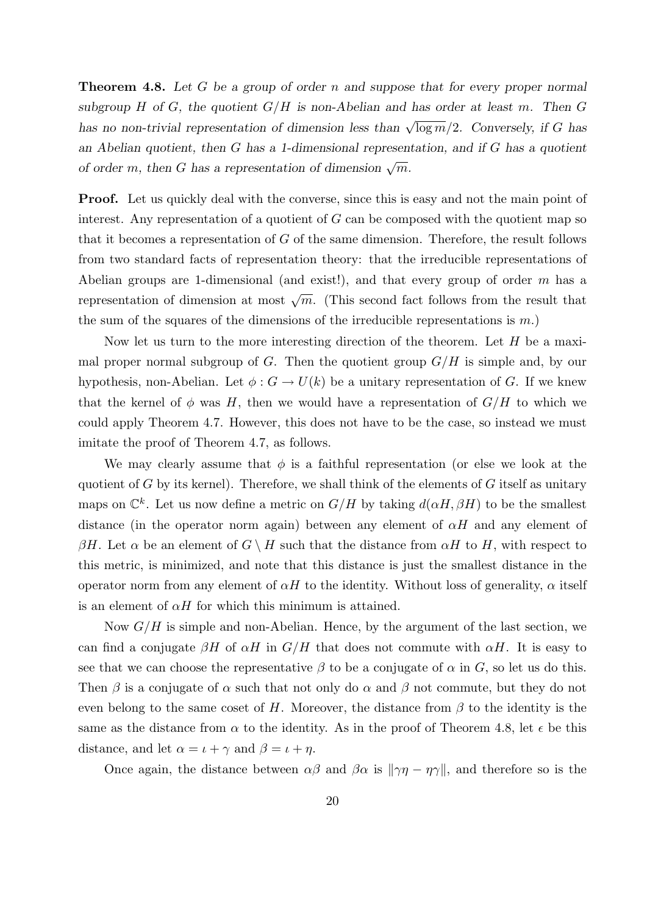**Theorem 4.8.** *Let $G$ be a group of order $n$ and suppose that for every proper normal subgroup $H$ of $G$, the quotient $G/H$ is non-Abelian and has order at least $m$. Then $G$ has no non-trivial representation of dimension less than $\sqrt{\log m}/2$. Conversely, if $G$ has an Abelian quotient, then $G$ has a 1-dimensional representation, and if $G$ has a quotient of order $m$, then $G$ has a representation of dimension $\sqrt{m}$.*

**Proof.** Let us quickly deal with the converse, since this is easy and not the main point of interest. Any representation of a quotient of $G$ can be composed with the quotient map so that it becomes a representation of $G$ of the same dimension. Therefore, the result follows from two standard facts of representation theory: that the irreducible representations of Abelian groups are 1-dimensional (and exist!), and that every group of order $m$ has a representation of dimension at most $\sqrt{m}$. (This second fact follows from the result that the sum of the squares of the dimensions of the irreducible representations is $m$.)

Now let us turn to the more interesting direction of the theorem. Let $H$ be a maximal proper normal subgroup of $G$. Then the quotient group $G/H$ is simple and, by our hypothesis, non-Abelian. Let $\phi : G \to U(k)$ be a unitary representation of $G$. If we knew that the kernel of $\phi$ was $H$, then we would have a representation of $G/H$ to which we could apply Theorem 4.7. However, this does not have to be the case, so instead we must imitate the proof of Theorem 4.7, as follows.

We may clearly assume that $\phi$ is a faithful representation (or else we look at the quotient of $G$ by its kernel). Therefore, we shall think of the elements of $G$ itself as unitary maps on $\mathbb{C}^k$. Let us now define a metric on $G/H$ by taking $d(\alpha H, \beta H)$ to be the smallest distance (in the operator norm again) between any element of $\alpha H$ and any element of $\beta H$. Let $\alpha$ be an element of $G \setminus H$ such that the distance from $\alpha H$ to $H$, with respect to this metric, is minimized, and note that this distance is just the smallest distance in the operator norm from any element of $\alpha H$ to the identity. Without loss of generality, $\alpha$ itself is an element of $\alpha H$ for which this minimum is attained.

Now $G/H$ is simple and non-Abelian. Hence, by the argument of the last section, we can find a conjugate $\beta H$ of $\alpha H$ in $G/H$ that does not commute with $\alpha H$. It is easy to see that we can choose the representative $\beta$ to be a conjugate of $\alpha$ in $G$, so let us do this. Then $\beta$ is a conjugate of $\alpha$ such that not only do $\alpha$ and $\beta$ not commute, but they do not even belong to the same coset of $H$. Moreover, the distance from $\beta$ to the identity is the same as the distance from $\alpha$ to the identity. As in the proof of Theorem 4.8, let $\epsilon$ be this distance, and let $\alpha = \iota + \gamma$ and $\beta = \iota + \eta$.

Once again, the distance between $\alpha\beta$ and $\beta\alpha$ is $\|\gamma\eta - \eta\gamma\|$, and therefore so is the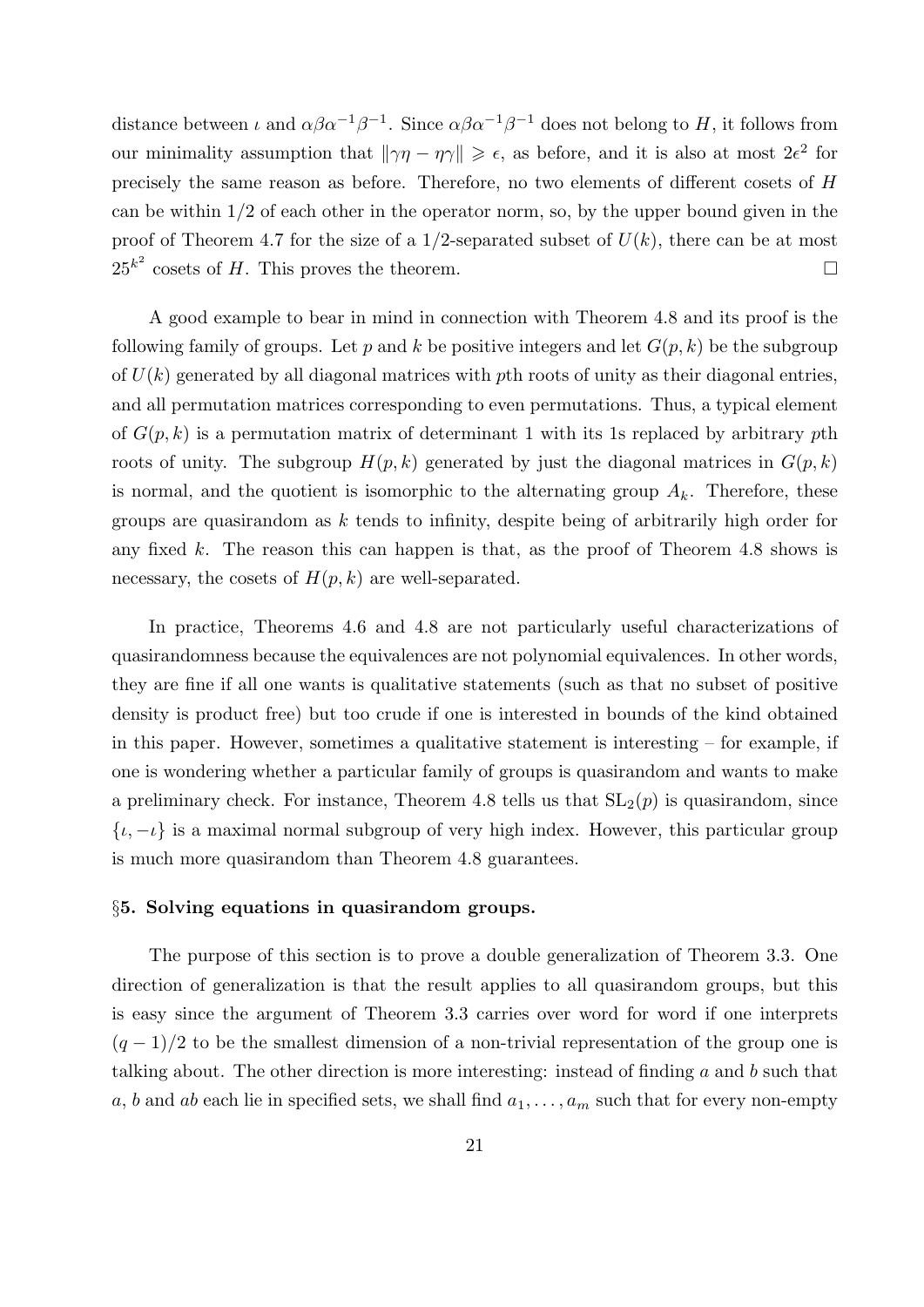distance between $\iota$ and $\alpha\beta\alpha^{-1}\beta^{-1}$. Since $\alpha\beta\alpha^{-1}\beta^{-1}$ does not belong to $H$, it follows from our minimality assumption that $\|\gamma\eta - \eta\gamma\| \geqslant \epsilon$, as before, and it is also at most $2\epsilon^2$ for precisely the same reason as before. Therefore, no two elements of different cosets of $H$ can be within $1/2$ of each other in the operator norm, so, by the upper bound given in the proof of Theorem 4.7 for the size of a $1/2$-separated subset of $U(k)$, there can be at most $25^{k^2}$ cosets of $H$. This proves the theorem. $\square$

A good example to bear in mind in connection with Theorem 4.8 and its proof is the following family of groups. Let $p$ and $k$ be positive integers and let $G(p,k)$ be the subgroup of $U(k)$ generated by all diagonal matrices with $p$th roots of unity as their diagonal entries, and all permutation matrices corresponding to even permutations. Thus, a typical element of $G(p,k)$ is a permutation matrix of determinant 1 with its 1s replaced by arbitrary $p$th roots of unity. The subgroup $H(p,k)$ generated by just the diagonal matrices in $G(p,k)$ is normal, and the quotient is isomorphic to the alternating group $A_k$. Therefore, these groups are quasirandom as $k$ tends to infinity, despite being of arbitrarily high order for any fixed $k$. The reason this can happen is that, as the proof of Theorem 4.8 shows is necessary, the cosets of $H(p,k)$ are well-separated.

In practice, Theorems 4.6 and 4.8 are not particularly useful characterizations of quasirandomness because the equivalences are not polynomial equivalences. In other words, they are fine if all one wants is qualitative statements (such as that no subset of positive density is product free) but too crude if one is interested in bounds of the kind obtained in this paper. However, sometimes a qualitative statement is interesting – for example, if one is wondering whether a particular family of groups is quasirandom and wants to make a preliminary check. For instance, Theorem 4.8 tells us that $\mathrm{SL}_2(p)$ is quasirandom, since $\{\iota, -\iota\}$ is a maximal normal subgroup of very high index. However, this particular group is much more quasirandom than Theorem 4.8 guarantees.

### §5. Solving equations in quasirandom groups.

The purpose of this section is to prove a double generalization of Theorem 3.3. One direction of generalization is that the result applies to all quasirandom groups, but this is easy since the argument of Theorem 3.3 carries over word for word if one interprets $(q-1)/2$ to be the smallest dimension of a non-trivial representation of the group one is talking about. The other direction is more interesting: instead of finding $a$ and $b$ such that $a$, $b$ and $ab$ each lie in specified sets, we shall find $a_1, \dots, a_m$ such that for every non-empty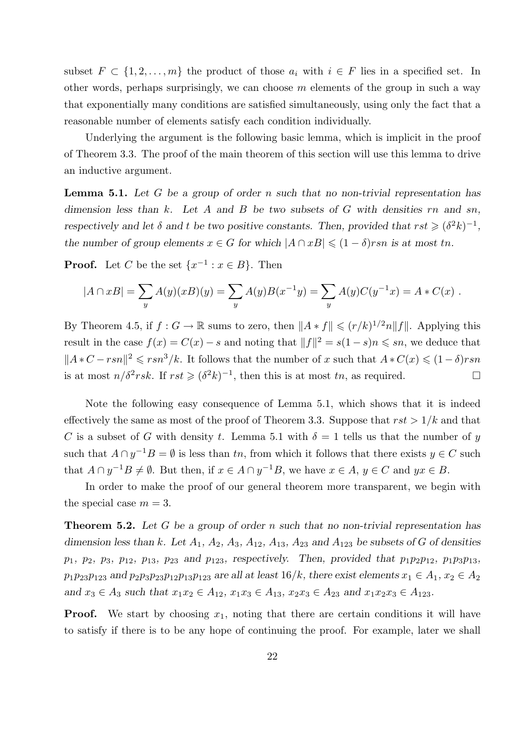subset $F \subset \{1, 2, \ldots, m\}$ the product of those $a_i$ with $i \in F$ lies in a specified set. In other words, perhaps surprisingly, we can choose $m$ elements of the group in such a way that exponentially many conditions are satisfied simultaneously, using only the fact that a reasonable number of elements satisfy each condition individually.

Underlying the argument is the following basic lemma, which is implicit in the proof of Theorem 3.3. The proof of the main theorem of this section will use this lemma to drive an inductive argument.

**Lemma 5.1.** *Let $G$ be a group of order $n$ such that no non-trivial representation has dimension less than $k$. Let $A$ and $B$ be two subsets of $G$ with densities $rn$ and $sn$, respectively and let $\delta$ and $t$ be two positive constants. Then, provided that $rst \geqslant (\delta^2 k)^{-1}$, the number of group elements $x \in G$ for which $|A \cap xB| \leqslant (1-\delta)rsn$ is at most $tn$.*

**Proof.** Let $C$ be the set $\{x^{-1} : x \in B\}$. Then

$$|A \cap xB| = \sum_y A(y)(xB)(y) = \sum_y A(y)B(x^{-1}y) = \sum_y A(y)C(y^{-1}x) = A * C(x)\ .$$

By Theorem 4.5, if $f : G \to \mathbb{R}$ sums to zero, then $\|A * f\| \leqslant (r/k)^{1/2} n \|f\|$. Applying this result in the case $f(x) = C(x) - s$ and noting that $\|f\|^2 = s(1-s)n \leqslant sn$, we deduce that $\|A * C - rsn\|^2 \leqslant rsn^3/k$. It follows that the number of $x$ such that $A * C(x) \leqslant (1-\delta)rsn$ is at most $n/\delta^2 rsk$. If $rst \geqslant (\delta^2 k)^{-1}$, then this is at most $tn$, as required. $\square$

Note the following easy consequence of Lemma 5.1, which shows that it is indeed effectively the same as most of the proof of Theorem 3.3. Suppose that $rst > 1/k$ and that $C$ is a subset of $G$ with density $t$. Lemma 5.1 with $\delta = 1$ tells us that the number of $y$ such that $A \cap y^{-1}B = \emptyset$ is less than $tn$, from which it follows that there exists $y \in C$ such that $A \cap y^{-1}B \neq \emptyset$. But then, if $x \in A \cap y^{-1}B$, we have $x \in A$, $y \in C$ and $yx \in B$.

In order to make the proof of our general theorem more transparent, we begin with the special case $m = 3$.

**Theorem 5.2.** *Let $G$ be a group of order $n$ such that no non-trivial representation has dimension less than $k$. Let $A_1$, $A_2$, $A_3$, $A_{12}$, $A_{13}$, $A_{23}$ and $A_{123}$ be subsets of $G$ of densities $p_1$, $p_2$, $p_3$, $p_{12}$, $p_{13}$, $p_{23}$ and $p_{123}$, respectively. Then, provided that $p_1p_2p_{12}$, $p_1p_3p_{13}$, $p_1p_{23}p_{123}$ and $p_2p_3p_{23}p_{12}p_{13}p_{123}$ are all at least $16/k$, there exist elements $x_1 \in A_1$, $x_2 \in A_2$ and $x_3 \in A_3$ such that $x_1x_2 \in A_{12}$, $x_1x_3 \in A_{13}$, $x_2x_3 \in A_{23}$ and $x_1x_2x_3 \in A_{123}$.*

**Proof.** We start by choosing $x_1$, noting that there are certain conditions it will have to satisfy if there is to be any hope of continuing the proof. For example, later we shall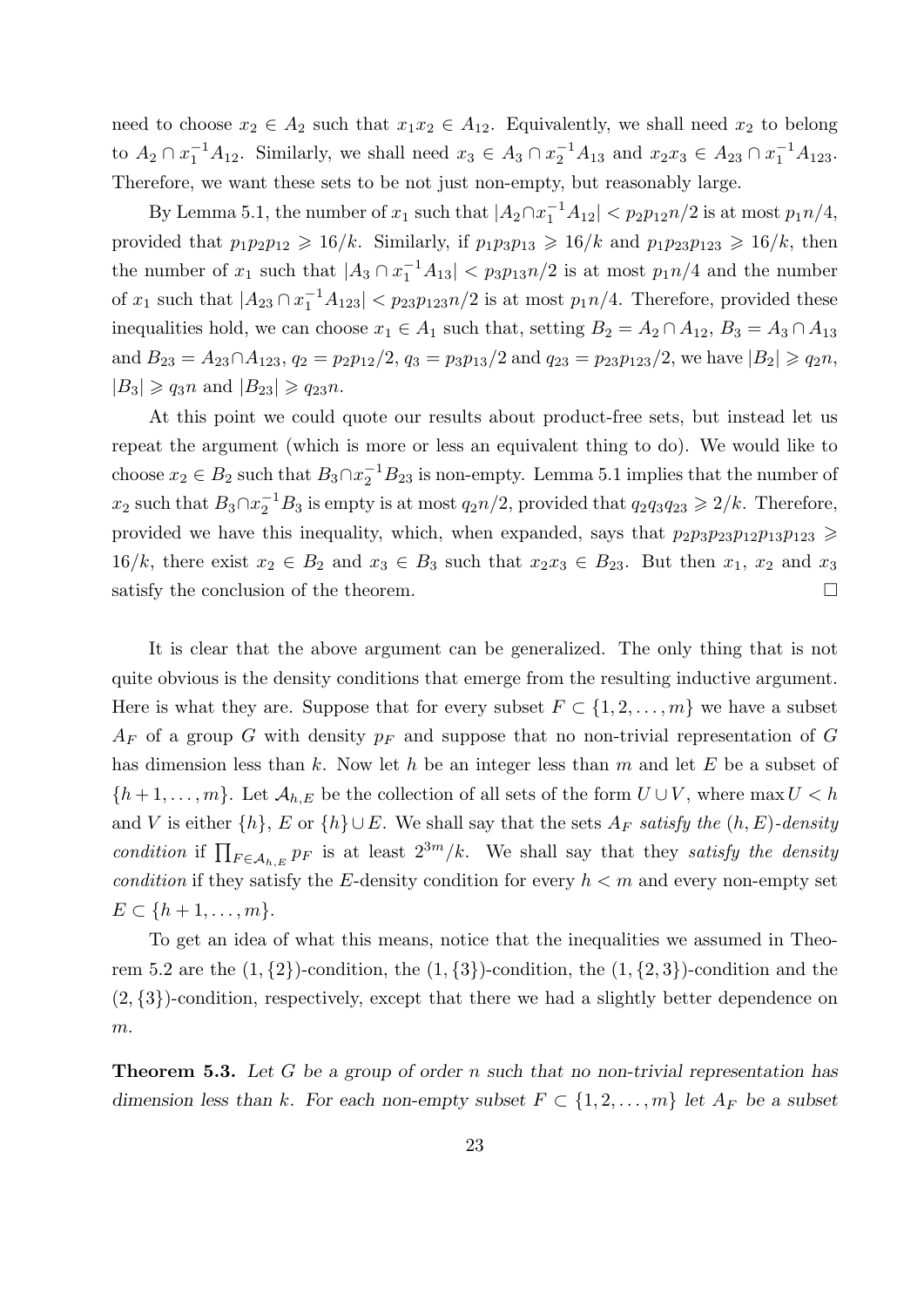need to choose $x_2 \in A_2$ such that $x_1x_2 \in A_{12}$. Equivalently, we shall need $x_2$ to belong to $A_2 \cap x_1^{-1}A_{12}$. Similarly, we shall need $x_3 \in A_3 \cap x_2^{-1}A_{13}$ and $x_2x_3 \in A_{23} \cap x_1^{-1}A_{123}$. Therefore, we want these sets to be not just non-empty, but reasonably large.

By Lemma 5.1, the number of $x_1$ such that $|A_2 \cap x_1^{-1}A_{12}| < p_2p_{12}n/2$ is at most $p_1n/4$, provided that $p_1p_2p_{12} \geqslant 16/k$. Similarly, if $p_1p_3p_{13} \geqslant 16/k$ and $p_1p_{23}p_{123} \geqslant 16/k$, then the number of $x_1$ such that $|A_3 \cap x_1^{-1}A_{13}| < p_3p_{13}n/2$ is at most $p_1n/4$ and the number of $x_1$ such that $|A_{23} \cap x_1^{-1}A_{123}| < p_{23}p_{123}n/2$ is at most $p_1n/4$. Therefore, provided these inequalities hold, we can choose $x_1 \in A_1$ such that, setting $B_2 = A_2 \cap A_{12}$, $B_3 = A_3 \cap A_{13}$ and $B_{23} = A_{23} \cap A_{123}$, $q_2 = p_2p_{12}/2$, $q_3 = p_3p_{13}/2$ and $q_{23} = p_{23}p_{123}/2$, we have $|B_2| \geqslant q_2n$, $|B_3| \geqslant q_3n$ and $|B_{23}| \geqslant q_{23}n$.

At this point we could quote our results about product-free sets, but instead let us repeat the argument (which is more or less an equivalent thing to do). We would like to choose $x_2 \in B_2$ such that $B_3 \cap x_2^{-1}B_{23}$ is non-empty. Lemma 5.1 implies that the number of $x_2$ such that $B_3 \cap x_2^{-1}B_3$ is empty is at most $q_2n/2$, provided that $q_2q_3q_{23} \geqslant 2/k$. Therefore, provided we have this inequality, which, when expanded, says that $p_2p_3p_{23}p_{12}p_{13}p_{123} \geqslant 16/k$, there exist $x_2 \in B_2$ and $x_3 \in B_3$ such that $x_2x_3 \in B_{23}$. But then $x_1$, $x_2$ and $x_3$ satisfy the conclusion of the theorem. $\square$

It is clear that the above argument can be generalized. The only thing that is not quite obvious is the density conditions that emerge from the resulting inductive argument. Here is what they are. Suppose that for every subset $F \subset \{1, 2, \ldots, m\}$ we have a subset $A_F$ of a group $G$ with density $p_F$ and suppose that no non-trivial representation of $G$ has dimension less than $k$. Now let $h$ be an integer less than $m$ and let $E$ be a subset of $\{h+1, \ldots, m\}$. Let $\mathcal{A}_{h,E}$ be the collection of all sets of the form $U \cup V$, where $\max U < h$ and $V$ is either $\{h\}$, $E$ or $\{h\} \cup E$. We shall say that the sets $A_F$ *satisfy the* $(h, E)$*-density condition* if $\prod_{F \in \mathcal{A}_{h,E}} p_F$ is at least $2^{3m}/k$. We shall say that they *satisfy the density condition* if they satisfy the $E$-density condition for every $h < m$ and every non-empty set $E \subset \{h+1, \ldots, m\}$.

To get an idea of what this means, notice that the inequalities we assumed in Theorem 5.2 are the $(1, \{2\})$-condition, the $(1, \{3\})$-condition, the $(1, \{2, 3\})$-condition and the $(2, \{3\})$-condition, respectively, except that there we had a slightly better dependence on $m$.

**Theorem 5.3.** *Let $G$ be a group of order $n$ such that no non-trivial representation has dimension less than $k$. For each non-empty subset $F \subset \{1, 2, \ldots, m\}$ let $A_F$ be a subset*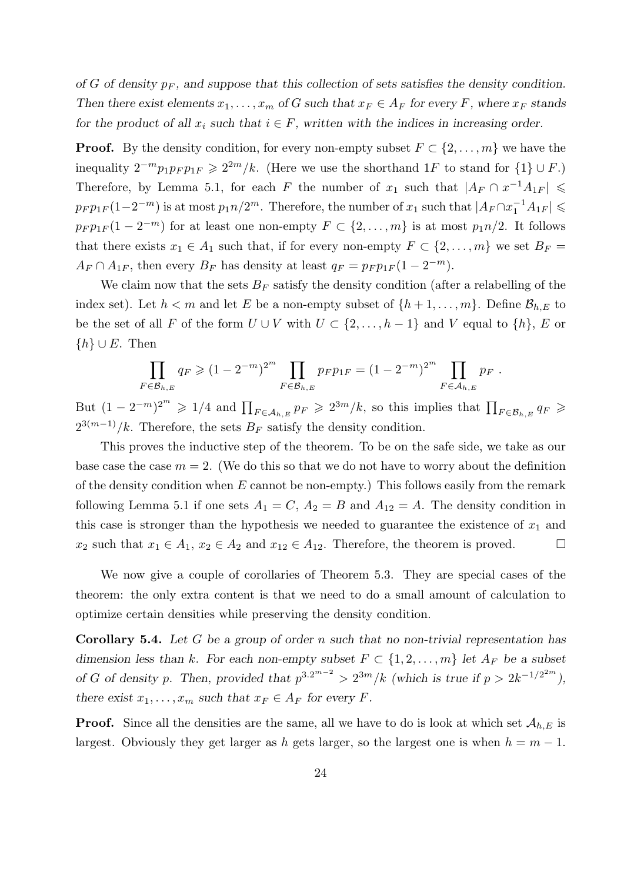*of $G$ of density $p_F$, and suppose that this collection of sets satisfies the density condition. Then there exist elements $x_1, \ldots, x_m$ of $G$ such that $x_F \in A_F$ for every $F$, where $x_F$ stands for the product of all $x_i$ such that $i \in F$, written with the indices in increasing order.*

**Proof.** By the density condition, for every non-empty subset $F \subset \{2, \ldots, m\}$ we have the inequality $2^{-m} p_1 p_F p_{1F} \geqslant 2^{2m}/k$. (Here we use the shorthand $1F$ to stand for $\{1\} \cup F$.) Therefore, by Lemma 5.1, for each $F$ the number of $x_1$ such that $|A_F \cap x^{-1} A_{1F}| \leqslant p_F p_{1F}(1-2^{-m})$ is at most $p_1 n/2^m$. Therefore, the number of $x_1$ such that $|A_F \cap x_1^{-1} A_{1F}| \leqslant p_F p_{1F}(1-2^{-m})$ for at least one non-empty $F \subset \{2, \ldots, m\}$ is at most $p_1 n/2$. It follows that there exists $x_1 \in A_1$ such that, if for every non-empty $F \subset \{2, \ldots, m\}$ we set $B_F = A_F \cap A_{1F}$, then every $B_F$ has density at least $q_F = p_F p_{1F}(1-2^{-m})$.

We claim now that the sets $B_F$ satisfy the density condition (after a relabelling of the index set). Let $h < m$ and let $E$ be a non-empty subset of $\{h+1, \ldots, m\}$. Define $\mathcal{B}_{h,E}$ to be the set of all $F$ of the form $U \cup V$ with $U \subset \{2, \ldots, h-1\}$ and $V$ equal to $\{h\}$, $E$ or $\{h\} \cup E$. Then

$$\prod_{F \in \mathcal{B}_{h,E}} q_F \geqslant (1-2^{-m})^{2^m} \prod_{F \in \mathcal{B}_{h,E}} p_F p_{1F} = (1-2^{-m})^{2^m} \prod_{F \in \mathcal{A}_{h,E}} p_F \ .$$

But $(1-2^{-m})^{2^m} \geqslant 1/4$ and $\prod_{F \in \mathcal{A}_{h,E}} p_F \geqslant 2^{3m}/k$, so this implies that $\prod_{F \in \mathcal{B}_{h,E}} q_F \geqslant 2^{3(m-1)}/k$. Therefore, the sets $B_F$ satisfy the density condition.

This proves the inductive step of the theorem. To be on the safe side, we take as our base case the case $m = 2$. (We do this so that we do not have to worry about the definition of the density condition when $E$ cannot be non-empty.) This follows easily from the remark following Lemma 5.1 if one sets $A_1 = C$, $A_2 = B$ and $A_{12} = A$. The density condition in this case is stronger than the hypothesis we needed to guarantee the existence of $x_1$ and $x_2$ such that $x_1 \in A_1$, $x_2 \in A_2$ and $x_{12} \in A_{12}$. Therefore, the theorem is proved. □

We now give a couple of corollaries of Theorem 5.3. They are special cases of the theorem: the only extra content is that we need to do a small amount of calculation to optimize certain densities while preserving the density condition.

**Corollary 5.4.** *Let $G$ be a group of order $n$ such that no non-trivial representation has dimension less than $k$. For each non-empty subset $F \subset \{1, 2, \ldots, m\}$ let $A_F$ be a subset of $G$ of density $p$. Then, provided that $p^{3.2^{m-2}} > 2^{3m}/k$ (which is true if $p > 2k^{-1/2^{2m}}$), there exist $x_1, \ldots, x_m$ such that $x_F \in A_F$ for every $F$.*

**Proof.** Since all the densities are the same, all we have to do is look at which set $\mathcal{A}_{h,E}$ is largest. Obviously they get larger as $h$ gets larger, so the largest one is when $h = m-1$.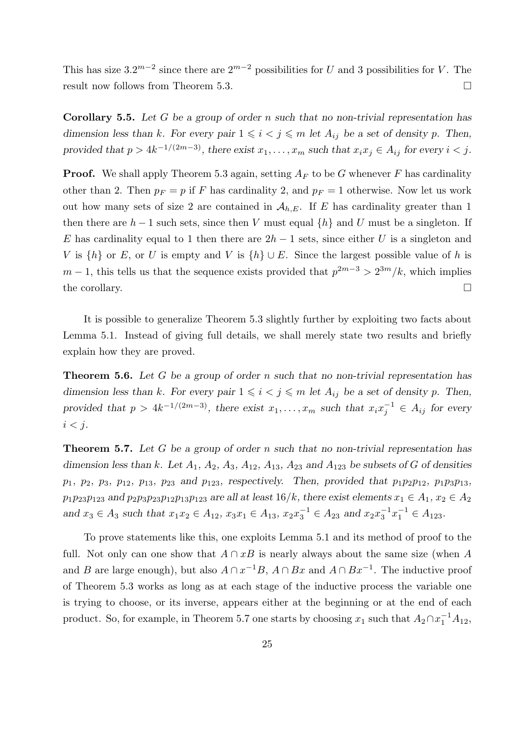This has size $3.2^{m-2}$ since there are $2^{m-2}$ possibilities for $U$ and 3 possibilities for $V$. The result now follows from Theorem 5.3. □

**Corollary 5.5.** *Let $G$ be a group of order $n$ such that no non-trivial representation has dimension less than $k$. For every pair $1 \leqslant i < j \leqslant m$ let $A_{ij}$ be a set of density $p$. Then, provided that $p > 4k^{-1/(2m-3)}$, there exist $x_1, \ldots, x_m$ such that $x_i x_j \in A_{ij}$ for every $i < j$.*

**Proof.** We shall apply Theorem 5.3 again, setting $A_F$ to be $G$ whenever $F$ has cardinality other than 2. Then $p_F = p$ if $F$ has cardinality 2, and $p_F = 1$ otherwise. Now let us work out how many sets of size 2 are contained in $\mathcal{A}_{h,E}$. If $E$ has cardinality greater than 1 then there are $h-1$ such sets, since then $V$ must equal $\{h\}$ and $U$ must be a singleton. If $E$ has cardinality equal to 1 then there are $2h-1$ sets, since either $U$ is a singleton and $V$ is $\{h\}$ or $E$, or $U$ is empty and $V$ is $\{h\} \cup E$. Since the largest possible value of $h$ is $m-1$, this tells us that the sequence exists provided that $p^{2m-3} > 2^{3m}/k$, which implies the corollary. □

It is possible to generalize Theorem 5.3 slightly further by exploiting two facts about Lemma 5.1. Instead of giving full details, we shall merely state two results and briefly explain how they are proved.

**Theorem 5.6.** *Let $G$ be a group of order $n$ such that no non-trivial representation has dimension less than $k$. For every pair $1 \leqslant i < j \leqslant m$ let $A_{ij}$ be a set of density $p$. Then, provided that $p > 4k^{-1/(2m-3)}$, there exist $x_1, \ldots, x_m$ such that $x_i x_j^{-1} \in A_{ij}$ for every $i < j$.*

**Theorem 5.7.** *Let $G$ be a group of order $n$ such that no non-trivial representation has dimension less than $k$. Let $A_1$, $A_2$, $A_3$, $A_{12}$, $A_{13}$, $A_{23}$ and $A_{123}$ be subsets of $G$ of densities $p_1$, $p_2$, $p_3$, $p_{12}$, $p_{13}$, $p_{23}$ and $p_{123}$, respectively. Then, provided that $p_1 p_2 p_{12}$, $p_1 p_3 p_{13}$, $p_1 p_{23} p_{123}$ and $p_2 p_3 p_{23} p_{12} p_{13} p_{123}$ are all at least $16/k$, there exist elements $x_1 \in A_1$, $x_2 \in A_2$ and $x_3 \in A_3$ such that $x_1 x_2 \in A_{12}$, $x_3 x_1 \in A_{13}$, $x_2 x_3^{-1} \in A_{23}$ and $x_2 x_3^{-1} x_1^{-1} \in A_{123}$.*

To prove statements like this, one exploits Lemma 5.1 and its method of proof to the full. Not only can one show that $A \cap xB$ is nearly always about the same size (when $A$ and $B$ are large enough), but also $A \cap x^{-1}B$, $A \cap Bx$ and $A \cap Bx^{-1}$. The inductive proof of Theorem 5.3 works as long as at each stage of the inductive process the variable one is trying to choose, or its inverse, appears either at the beginning or at the end of each product. So, for example, in Theorem 5.7 one starts by choosing $x_1$ such that $A_2 \cap x_1^{-1} A_{12}$,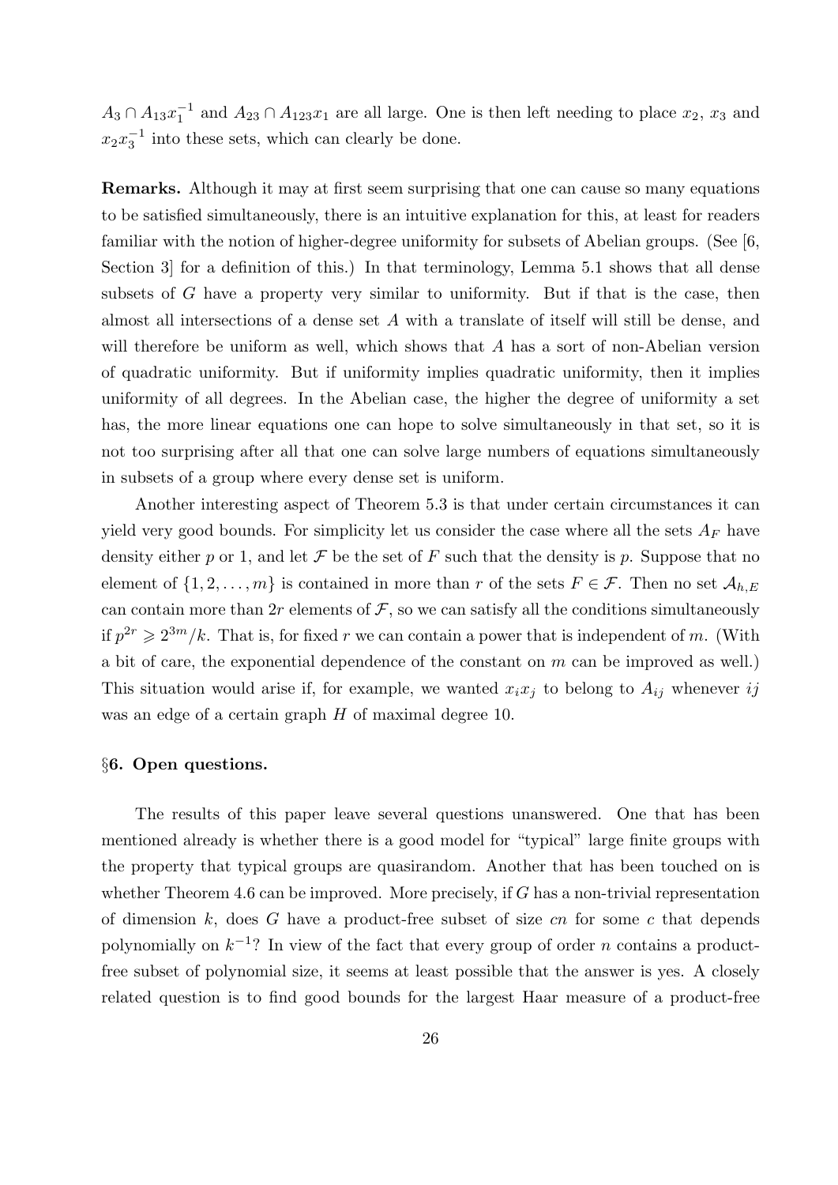$A_3 \cap A_{13}x_1^{-1}$ and $A_{23} \cap A_{123}x_1$ are all large. One is then left needing to place $x_2$, $x_3$ and $x_2x_3^{-1}$ into these sets, which can clearly be done.

**Remarks.** Although it may at first seem surprising that one can cause so many equations to be satisfied simultaneously, there is an intuitive explanation for this, at least for readers familiar with the notion of higher-degree uniformity for subsets of Abelian groups. (See [6, Section 3] for a definition of this.) In that terminology, Lemma 5.1 shows that all dense subsets of $G$ have a property very similar to uniformity. But if that is the case, then almost all intersections of a dense set $A$ with a translate of itself will still be dense, and will therefore be uniform as well, which shows that $A$ has a sort of non-Abelian version of quadratic uniformity. But if uniformity implies quadratic uniformity, then it implies uniformity of all degrees. In the Abelian case, the higher the degree of uniformity a set has, the more linear equations one can hope to solve simultaneously in that set, so it is not too surprising after all that one can solve large numbers of equations simultaneously in subsets of a group where every dense set is uniform.

Another interesting aspect of Theorem 5.3 is that under certain circumstances it can yield very good bounds. For simplicity let us consider the case where all the sets $A_F$ have density either $p$ or 1, and let $\mathcal{F}$ be the set of $F$ such that the density is $p$. Suppose that no element of $\{1, 2, \ldots, m\}$ is contained in more than $r$ of the sets $F \in \mathcal{F}$. Then no set $\mathcal{A}_{h,E}$ can contain more than $2r$ elements of $\mathcal{F}$, so we can satisfy all the conditions simultaneously if $p^{2r} \geqslant 2^{3m}/k$. That is, for fixed $r$ we can contain a power that is independent of $m$. (With a bit of care, the exponential dependence of the constant on $m$ can be improved as well.) This situation would arise if, for example, we wanted $x_ix_j$ to belong to $A_{ij}$ whenever $ij$ was an edge of a certain graph $H$ of maximal degree 10.

### §6. Open questions.

The results of this paper leave several questions unanswered. One that has been mentioned already is whether there is a good model for "typical" large finite groups with the property that typical groups are quasirandom. Another that has been touched on is whether Theorem 4.6 can be improved. More precisely, if $G$ has a non-trivial representation of dimension $k$, does $G$ have a product-free subset of size $cn$ for some $c$ that depends polynomially on $k^{-1}$? In view of the fact that every group of order $n$ contains a product-free subset of polynomial size, it seems at least possible that the answer is yes. A closely related question is to find good bounds for the largest Haar measure of a product-free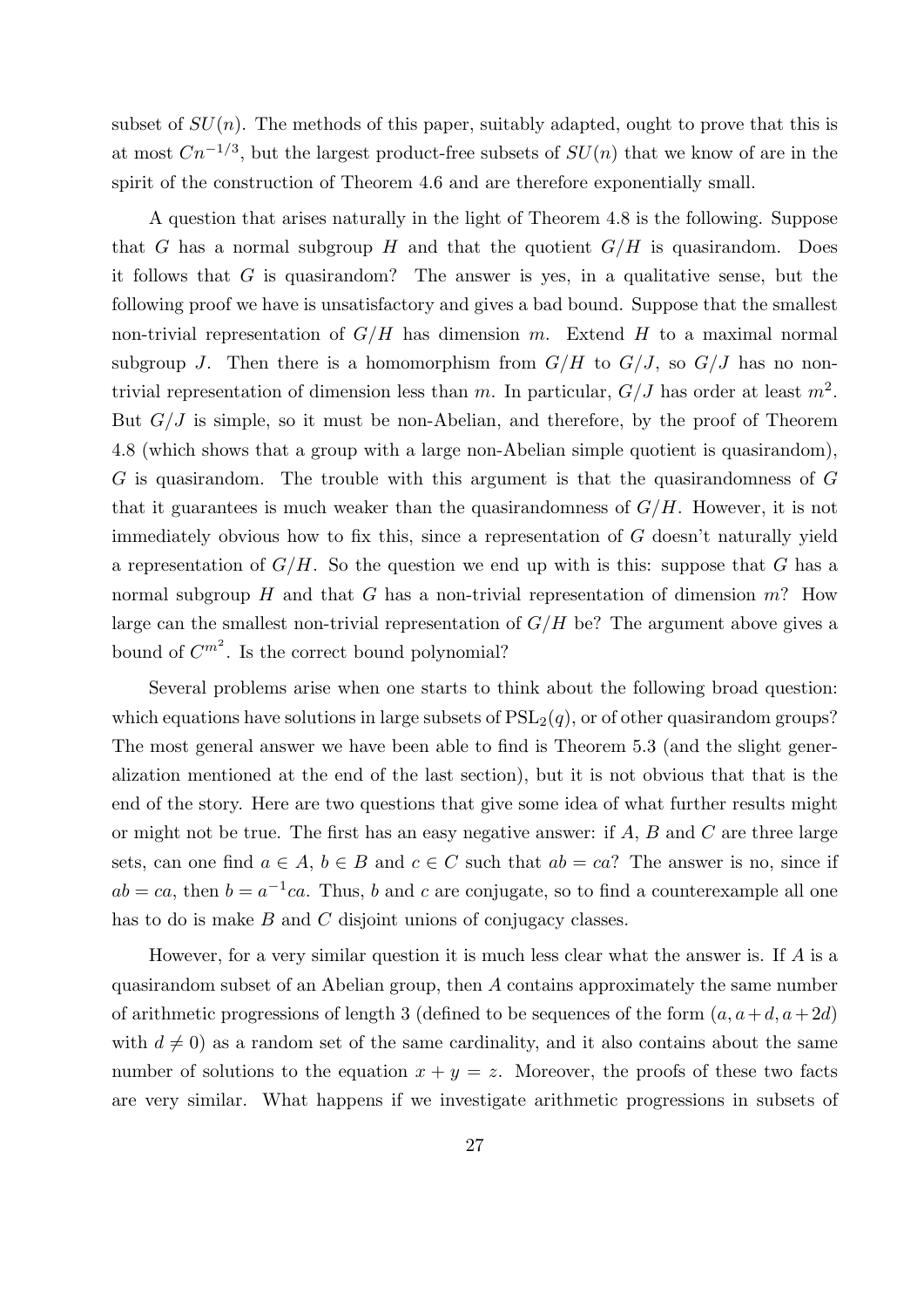subset of $SU(n)$. The methods of this paper, suitably adapted, ought to prove that this is at most $Cn^{-1/3}$, but the largest product-free subsets of $SU(n)$ that we know of are in the spirit of the construction of Theorem 4.6 and are therefore exponentially small.

A question that arises naturally in the light of Theorem 4.8 is the following. Suppose that $G$ has a normal subgroup $H$ and that the quotient $G/H$ is quasirandom. Does it follows that $G$ is quasirandom? The answer is yes, in a qualitative sense, but the following proof we have is unsatisfactory and gives a bad bound. Suppose that the smallest non-trivial representation of $G/H$ has dimension $m$. Extend $H$ to a maximal normal subgroup $J$. Then there is a homomorphism from $G/H$ to $G/J$, so $G/J$ has no non-trivial representation of dimension less than $m$. In particular, $G/J$ has order at least $m^2$. But $G/J$ is simple, so it must be non-Abelian, and therefore, by the proof of Theorem 4.8 (which shows that a group with a large non-Abelian simple quotient is quasirandom), $G$ is quasirandom. The trouble with this argument is that the quasirandomness of $G$ that it guarantees is much weaker than the quasirandomness of $G/H$. However, it is not immediately obvious how to fix this, since a representation of $G$ doesn't naturally yield a representation of $G/H$. So the question we end up with is this: suppose that $G$ has a normal subgroup $H$ and that $G$ has a non-trivial representation of dimension $m$? How large can the smallest non-trivial representation of $G/H$ be? The argument above gives a bound of $C^{m^2}$. Is the correct bound polynomial?

Several problems arise when one starts to think about the following broad question: which equations have solutions in large subsets of $\mathrm{PSL}_2(q)$, or of other quasirandom groups? The most general answer we have been able to find is Theorem 5.3 (and the slight generalization mentioned at the end of the last section), but it is not obvious that that is the end of the story. Here are two questions that give some idea of what further results might or might not be true. The first has an easy negative answer: if $A$, $B$ and $C$ are three large sets, can one find $a \in A$, $b \in B$ and $c \in C$ such that $ab = ca$? The answer is no, since if $ab = ca$, then $b = a^{-1}ca$. Thus, $b$ and $c$ are conjugate, so to find a counterexample all one has to do is make $B$ and $C$ disjoint unions of conjugacy classes.

However, for a very similar question it is much less clear what the answer is. If $A$ is a quasirandom subset of an Abelian group, then $A$ contains approximately the same number of arithmetic progressions of length 3 (defined to be sequences of the form $(a, a+d, a+2d)$ with $d \neq 0$) as a random set of the same cardinality, and it also contains about the same number of solutions to the equation $x + y = z$. Moreover, the proofs of these two facts are very similar. What happens if we investigate arithmetic progressions in subsets of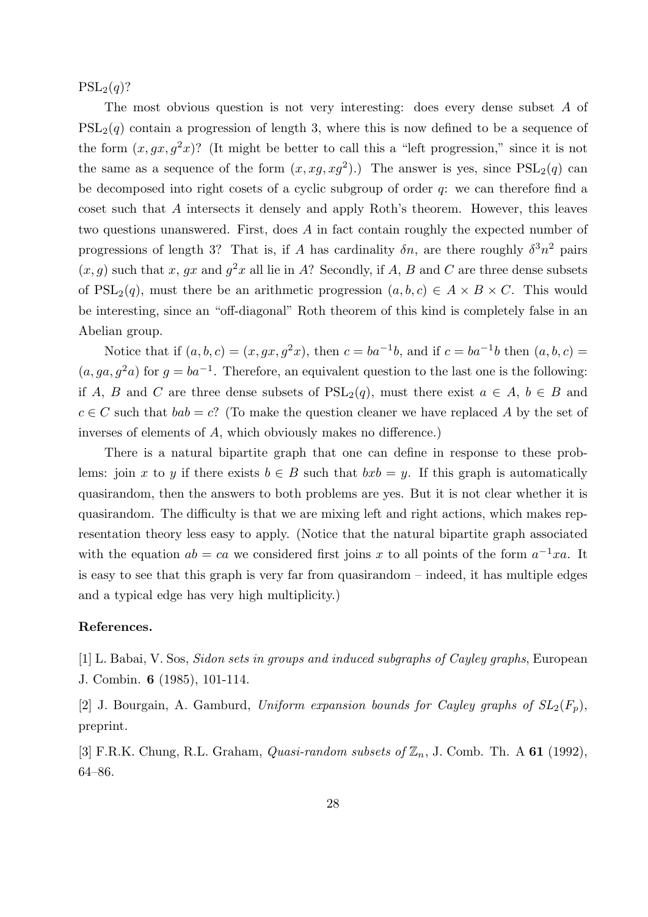$\mathrm{PSL}_2(q)$?

The most obvious question is not very interesting: does every dense subset $A$ of $\mathrm{PSL}_2(q)$ contain a progression of length 3, where this is now defined to be a sequence of the form $(x, gx, g^2x)$? (It might be better to call this a "left progression," since it is not the same as a sequence of the form $(x, xg, xg^2)$.) The answer is yes, since $\mathrm{PSL}_2(q)$ can be decomposed into right cosets of a cyclic subgroup of order $q$: we can therefore find a coset such that $A$ intersects it densely and apply Roth's theorem. However, this leaves two questions unanswered. First, does $A$ in fact contain roughly the expected number of progressions of length 3? That is, if $A$ has cardinality $\delta n$, are there roughly $\delta^3 n^2$ pairs $(x, g)$ such that $x$, $gx$ and $g^2x$ all lie in $A$? Secondly, if $A$, $B$ and $C$ are three dense subsets of $\mathrm{PSL}_2(q)$, must there be an arithmetic progression $(a, b, c) \in A \times B \times C$. This would be interesting, since an "off-diagonal" Roth theorem of this kind is completely false in an Abelian group.

Notice that if $(a, b, c) = (x, gx, g^2x)$, then $c = ba^{-1}b$, and if $c = ba^{-1}b$ then $(a, b, c) = (a, ga, g^2a)$ for $g = ba^{-1}$. Therefore, an equivalent question to the last one is the following: if $A$, $B$ and $C$ are three dense subsets of $\mathrm{PSL}_2(q)$, must there exist $a \in A$, $b \in B$ and $c \in C$ such that $bab = c$? (To make the question cleaner we have replaced $A$ by the set of inverses of elements of $A$, which obviously makes no difference.)

There is a natural bipartite graph that one can define in response to these problems: join $x$ to $y$ if there exists $b \in B$ such that $bxb = y$. If this graph is automatically quasirandom, then the answers to both problems are yes. But it is not clear whether it is quasirandom. The difficulty is that we are mixing left and right actions, which makes representation theory less easy to apply. (Notice that the natural bipartite graph associated with the equation $ab = ca$ we considered first joins $x$ to all points of the form $a^{-1}xa$. It is easy to see that this graph is very far from quasirandom – indeed, it has multiple edges and a typical edge has very high multiplicity.)

**References.**

[1] L. Babai, V. Sos, *Sidon sets in groups and induced subgraphs of Cayley graphs*, European J. Combin. **6** (1985), 101-114.

[2] J. Bourgain, A. Gamburd, *Uniform expansion bounds for Cayley graphs of $SL_2(F_p)$*, preprint.

[3] F.R.K. Chung, R.L. Graham, *Quasi-random subsets of $\mathbb{Z}_n$*, J. Comb. Th. A **61** (1992), 64–86.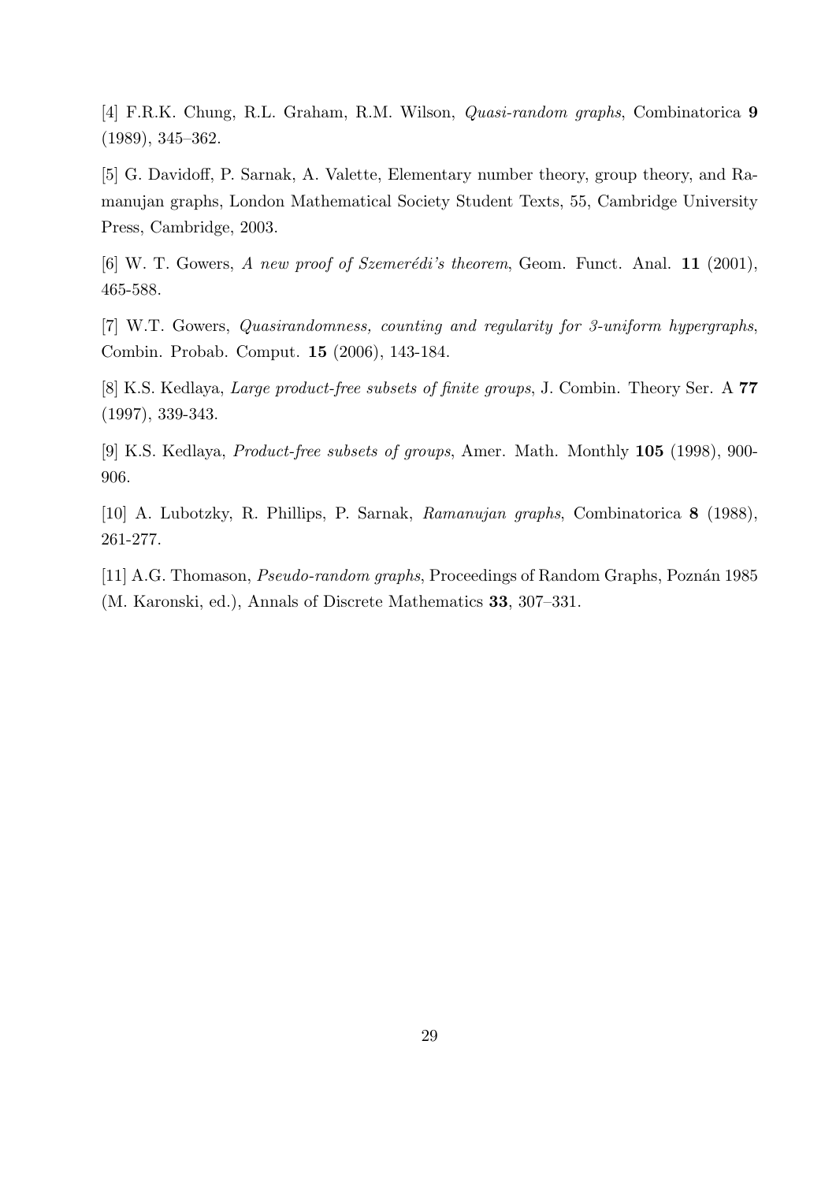[4] F.R.K. Chung, R.L. Graham, R.M. Wilson, *Quasi-random graphs*, Combinatorica **9** (1989), 345–362.

[5] G. Davidoff, P. Sarnak, A. Valette, Elementary number theory, group theory, and Ramanujan graphs, London Mathematical Society Student Texts, 55, Cambridge University Press, Cambridge, 2003.

[6] W. T. Gowers, *A new proof of Szemerédi's theorem*, Geom. Funct. Anal. **11** (2001), 465-588.

[7] W.T. Gowers, *Quasirandomness, counting and regularity for 3-uniform hypergraphs*, Combin. Probab. Comput. **15** (2006), 143-184.

[8] K.S. Kedlaya, *Large product-free subsets of finite groups*, J. Combin. Theory Ser. A **77** (1997), 339-343.

[9] K.S. Kedlaya, *Product-free subsets of groups*, Amer. Math. Monthly **105** (1998), 900-906.

[10] A. Lubotzky, R. Phillips, P. Sarnak, *Ramanujan graphs*, Combinatorica **8** (1988), 261-277.

[11] A.G. Thomason, *Pseudo-random graphs*, Proceedings of Random Graphs, Poznán 1985 (M. Karonski, ed.), Annals of Discrete Mathematics **33**, 307–331.